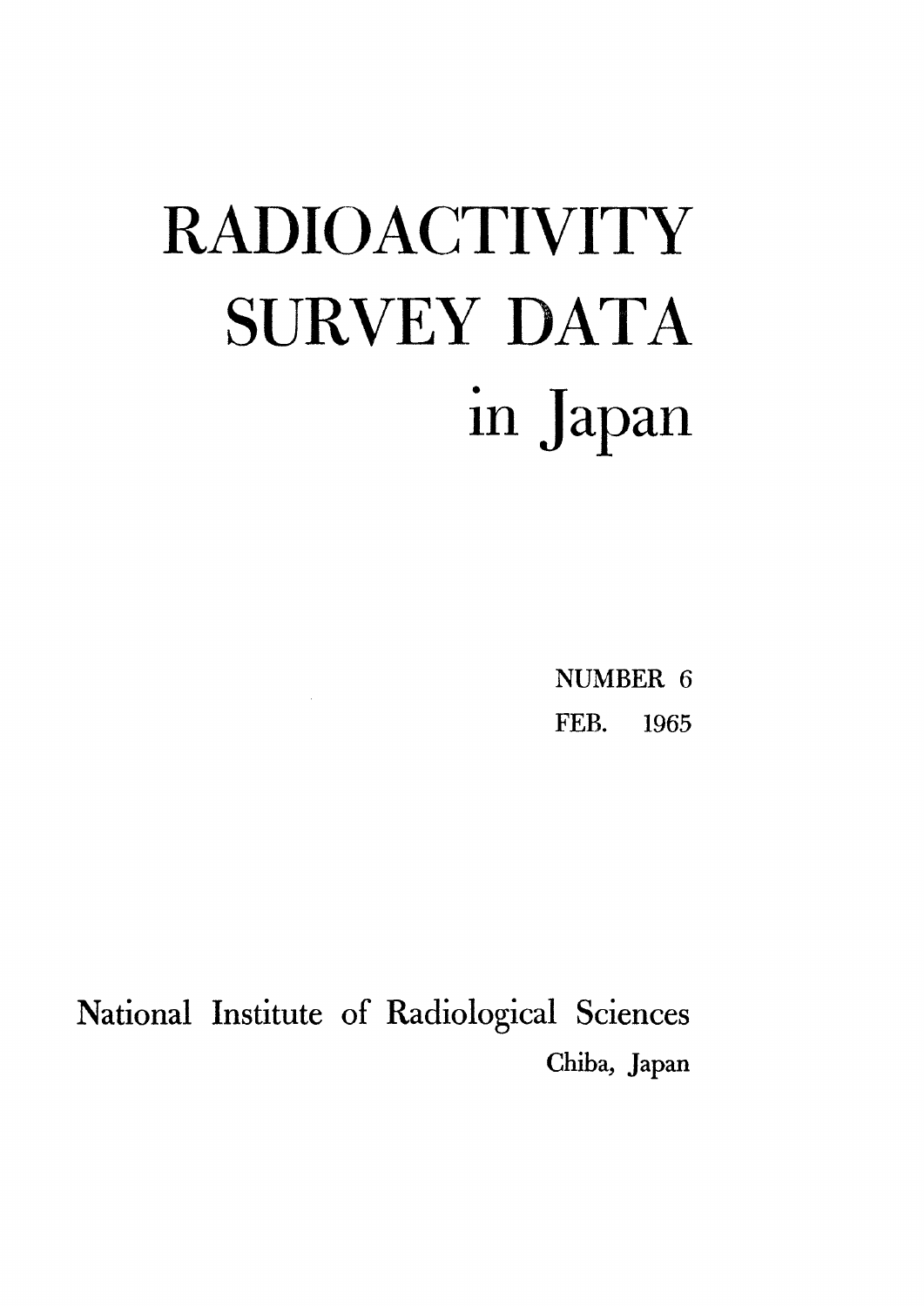# RADIOACTIVITY SURVEY DATA in Japan

NUMBER 6
FEB. 1965

National Institute of Radiological Sciences
Chiba, Japan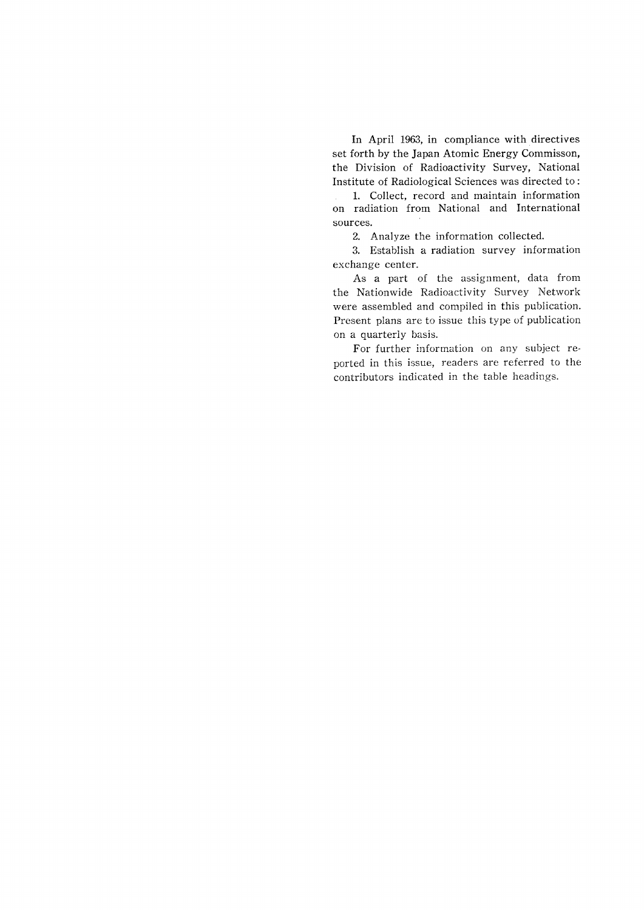In April 1963, in compliance with directives set forth by the Japan Atomic Energy Commisson, the Division of Radioactivity Survey, National Institute of Radiological Sciences was directed to:

1. Collect, record and maintain information on radiation from National and International sources.

2. Analyze the information collected.

3. Establish a radiation survey information exchange center.

As a part of the assignment, data from the Nationwide Radioactivity Survey Network were assembled and compiled in this publication. Present plans are to issue this type of publication on a quarterly basis.

For further information on any subject reported in this issue, readers are referred to the contributors indicated in the table headings.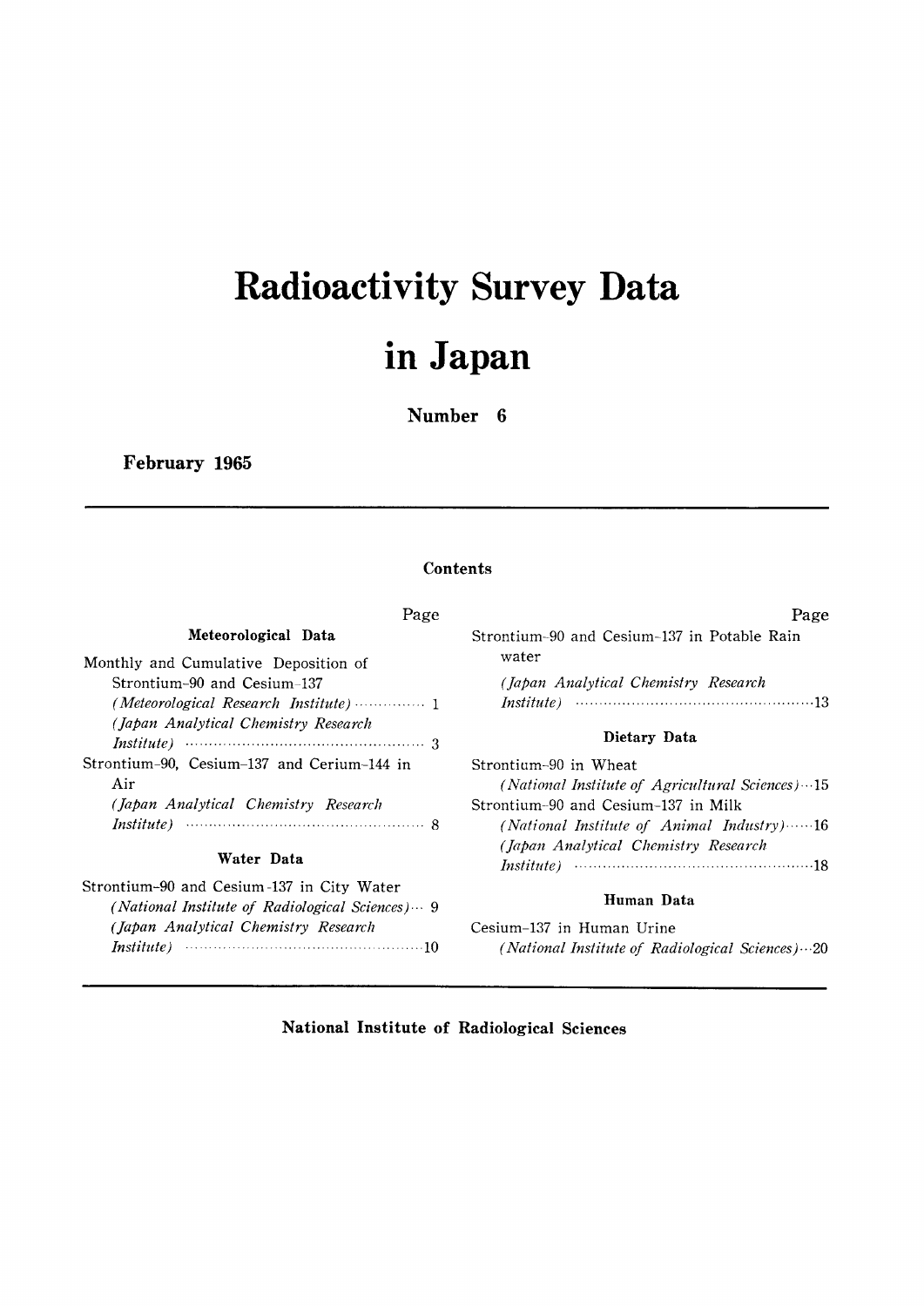# Radioactivity Survey Data in Japan

**Number 6**

**February 1965**

## Contents

| | Page |
|---|---|
| **Meteorological Data** | |
| Monthly and Cumulative Deposition of Strontium-90 and Cesium-137 | |
| *(Meteorological Research Institute)* | 1 |
| *(Japan Analytical Chemistry Research Institute)* | 3 |
| Strontium-90, Cesium-137 and Cerium-144 in Air | |
| *(Japan Analytical Chemistry Research Institute)* | 8 |
| **Water Data** | |
| Strontium-90 and Cesium-137 in City Water | |
| *(National Institute of Radiological Sciences)* | 9 |
| *(Japan Analytical Chemistry Research Institute)* | 10 |
| Strontium-90 and Cesium-137 in Potable Rain water | |
| *(Japan Analytical Chemistry Research Institute)* | 13 |
| **Dietary Data** | |
| Strontium-90 in Wheat | |
| *(National Institute of Agricultural Sciences)* | 15 |
| Strontium-90 and Cesium-137 in Milk | |
| *(National Institute of Animal Industry)* | 16 |
| *(Japan Analytical Chemistry Research Institute)* | 18 |
| **Human Data** | |
| Cesium-137 in Human Urine | |
| *(National Institute of Radiological Sciences)* | 20 |

**National Institute of Radiological Sciences**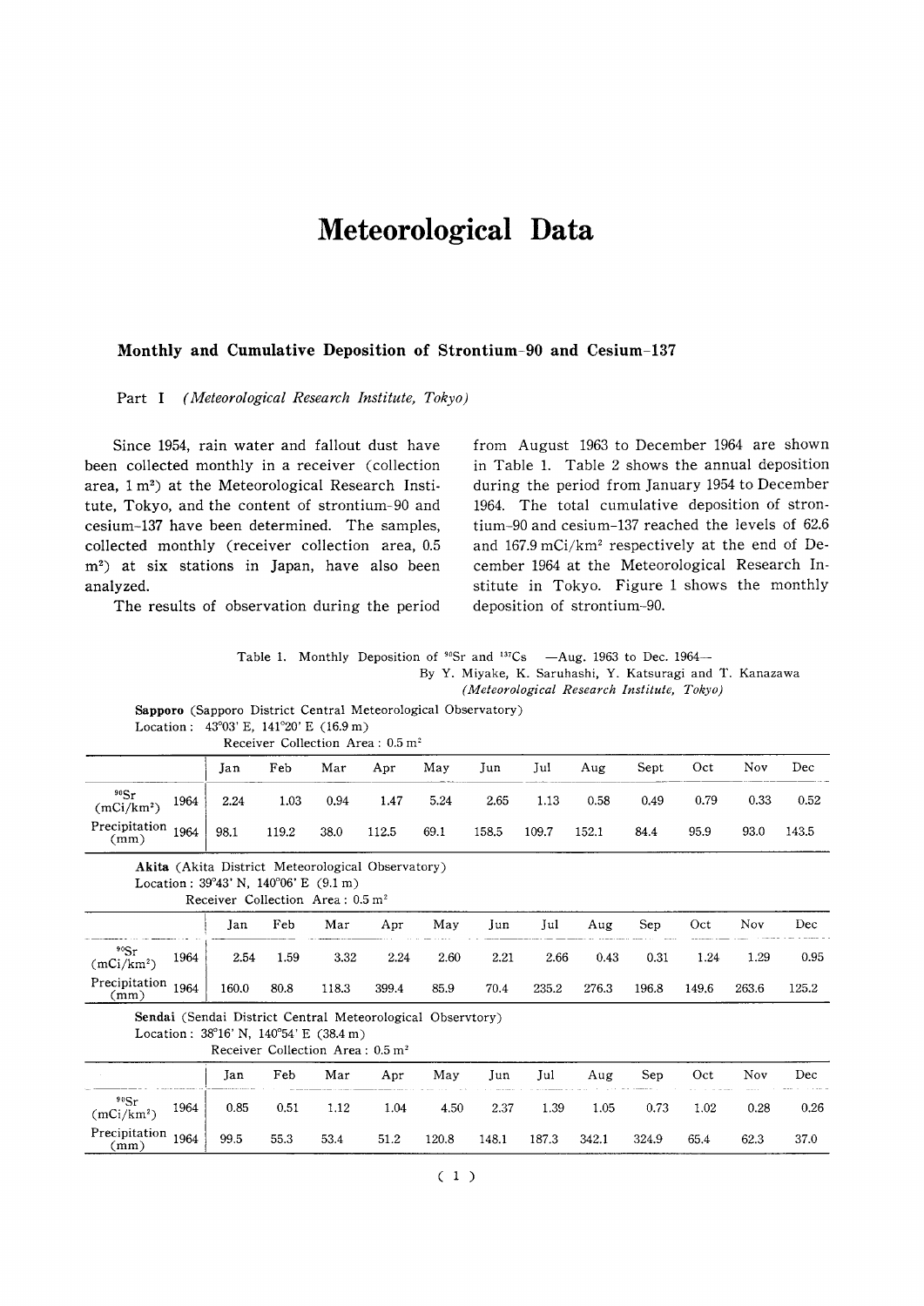# Meteorological Data

### Monthly and Cumulative Deposition of Strontium-90 and Cesium-137

Part I *(Meteorological Research Institute, Tokyo)*

Since 1954, rain water and fallout dust have been collected monthly in a receiver (collection area, 1 m²) at the Meteorological Research Institute, Tokyo, and the content of strontium-90 and cesium-137 have been determined. The samples, collected monthly (receiver collection area, 0.5 m²) at six stations in Japan, have also been analyzed.

The results of observation during the period from August 1963 to December 1964 are shown in Table 1. Table 2 shows the annual deposition during the period from January 1954 to December 1964. The total cumulative deposition of strontium-90 and cesium-137 reached the levels of 62.6 and 167.9 mCi/km² respectively at the end of December 1964 at the Meteorological Research Institute in Tokyo. Figure 1 shows the monthly deposition of strontium-90.

Table 1. Monthly Deposition of $^{90}$Sr and $^{137}$Cs —Aug. 1963 to Dec. 1964—
By Y. Miyake, K. Saruhashi, Y. Katsuragi and T. Kanazawa
*(Meteorological Research Institute, Tokyo)*

**Sapporo** (Sapporo District Central Meteorological Observatory)
Location: 43°03' E, 141°20' E (16.9 m)
Receiver Collection Area: 0.5 m²

| | | Jan | Feb | Mar | Apr | May | Jun | Jul | Aug | Sept | Oct | Nov | Dec |
|---|---|---|---|---|---|---|---|---|---|---|---|---|---|
| $^{90}$Sr (mCi/km²) | 1964 | 2.24 | 1.03 | 0.94 | 1.47 | 5.24 | 2.65 | 1.13 | 0.58 | 0.49 | 0.79 | 0.33 | 0.52 |
| Precipitation (mm) | 1964 | 98.1 | 119.2 | 38.0 | 112.5 | 69.1 | 158.5 | 109.7 | 152.1 | 84.4 | 95.9 | 93.0 | 143.5 |

**Akita** (Akita District Meteorological Observatory)
Location: 39°43' N, 140°06' E (9.1 m)
Receiver Collection Area: 0.5 m²

| | | Jan | Feb | Mar | Apr | May | Jun | Jul | Aug | Sep | Oct | Nov | Dec |
|---|---|---|---|---|---|---|---|---|---|---|---|---|---|
| $^{90}$Sr (mCi/km²) | 1964 | 2.54 | 1.59 | 3.32 | 2.24 | 2.60 | 2.21 | 2.66 | 0.43 | 0.31 | 1.24 | 1.29 | 0.95 |
| Precipitation (mm) | 1964 | 160.0 | 80.8 | 118.3 | 399.4 | 85.9 | 70.4 | 235.2 | 276.3 | 196.8 | 149.6 | 263.6 | 125.2 |

**Sendai** (Sendai District Central Meteorological Observtory)
Location: 38°16' N, 140°54' E (38.4 m)
Receiver Collection Area: 0.5 m²

| | | Jan | Feb | Mar | Apr | May | Jun | Jul | Aug | Sep | Oct | Nov | Dec |
|---|---|---|---|---|---|---|---|---|---|---|---|---|---|
| $^{90}$Sr (mCi/km²) | 1964 | 0.85 | 0.51 | 1.12 | 1.04 | 4.50 | 2.37 | 1.39 | 1.05 | 0.73 | 1.02 | 0.28 | 0.26 |
| Precipitation (mm) | 1964 | 99.5 | 55.3 | 53.4 | 51.2 | 120.8 | 148.1 | 187.3 | 342.1 | 324.9 | 65.4 | 62.3 | 37.0 |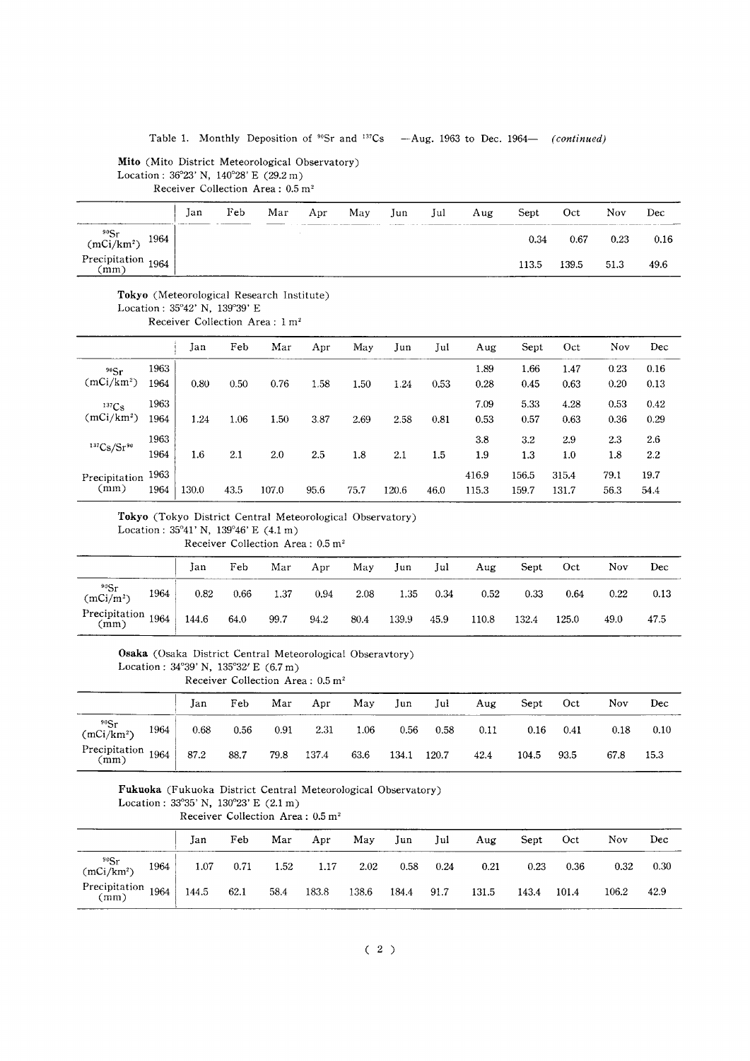Table 1. Monthly Deposition of $^{90}Sr$ and $^{137}Cs$ —Aug. 1963 to Dec. 1964— *(continued)*

**Mito** (Mito District Meteorological Observatory)
Location: 36°23' N, 140°28' E (29.2 m)
Receiver Collection Area: 0.5 m²

| | | Jan | Feb | Mar | Apr | May | Jun | Jul | Aug | Sept | Oct | Nov | Dec |
|---|---|---|---|---|---|---|---|---|---|---|---|---|---|
| $^{90}Sr$ (mCi/km²) | 1964 | | | | | | | | | 0.34 | 0.67 | 0.23 | 0.16 |
| Precipitation (mm) | 1964 | | | | | | | | | 113.5 | 139.5 | 51.3 | 49.6 |

**Tokyo** (Meteorological Research Institute)
Location: 35°42' N, 139°39' E
Receiver Collection Area: 1 m²

| | | Jan | Feb | Mar | Apr | May | Jun | Jul | Aug | Sept | Oct | Nov | Dec |
|---|---|---|---|---|---|---|---|---|---|---|---|---|---|
| $^{90}Sr$ (mCi/km²) | 1963 | | | | | | | | 1.89 | 1.66 | 1.47 | 0.23 | 0.16 |
| | 1964 | 0.80 | 0.50 | 0.76 | 1.58 | 1.50 | 1.24 | 0.53 | 0.28 | 0.45 | 0.63 | 0.20 | 0.13 |
| $^{137}Cs$ (mCi/km²) | 1963 | | | | | | | | 7.09 | 5.33 | 4.28 | 0.53 | 0.42 |
| | 1964 | 1.24 | 1.06 | 1.50 | 3.87 | 2.69 | 2.58 | 0.81 | 0.53 | 0.57 | 0.63 | 0.36 | 0.29 |
| $^{137}Cs/Sr^{90}$ | 1963 | | | | | | | | 3.8 | 3.2 | 2.9 | 2.3 | 2.6 |
| | 1964 | 1.6 | 2.1 | 2.0 | 2.5 | 1.8 | 2.1 | 1.5 | 1.9 | 1.3 | 1.0 | 1.8 | 2.2 |
| Precipitation (mm) | 1963 | | | | | | | | 416.9 | 156.5 | 315.4 | 79.1 | 19.7 |
| | 1964 | 130.0 | 43.5 | 107.0 | 95.6 | 75.7 | 120.6 | 46.0 | 115.3 | 159.7 | 131.7 | 56.3 | 54.4 |

**Tokyo** (Tokyo District Central Meteorological Observatory)
Location: 35°41' N, 139°46' E (4.1 m)
Receiver Collection Area: 0.5 m²

| | | Jan | Feb | Mar | Apr | May | Jun | Jul | Aug | Sept | Oct | Nov | Dec |
|---|---|---|---|---|---|---|---|---|---|---|---|---|---|
| $^{90}Sr$ (mCi/km²) | 1964 | 0.82 | 0.66 | 1.37 | 0.94 | 2.08 | 1.35 | 0.34 | 0.52 | 0.33 | 0.64 | 0.22 | 0.13 |
| Precipitation (mm) | 1964 | 144.6 | 64.0 | 99.7 | 94.2 | 80.4 | 139.9 | 45.9 | 110.8 | 132.4 | 125.0 | 49.0 | 47.5 |

**Osaka** (Osaka District Central Meteorological Obseravtory)
Location: 34°39' N, 135°32' E (6.7 m)
Receiver Collection Area: 0.5 m²

| | | Jan | Feb | Mar | Apr | May | Jun | Jul | Aug | Sept | Oct | Nov | Dec |
|---|---|---|---|---|---|---|---|---|---|---|---|---|---|
| $^{90}Sr$ (mCi/km²) | 1964 | 0.68 | 0.56 | 0.91 | 2.31 | 1.06 | 0.56 | 0.58 | 0.11 | 0.16 | 0.41 | 0.18 | 0.10 |
| Precipitation (mm) | 1964 | 87.2 | 88.7 | 79.8 | 137.4 | 63.6 | 134.1 | 120.7 | 42.4 | 104.5 | 93.5 | 67.8 | 15.3 |

**Fukuoka** (Fukuoka District Central Meteorological Observatory)
Location: 33°35' N, 130°23' E (2.1 m)
Receiver Collection Area: 0.5 m²

| | | Jan | Feb | Mar | Apr | May | Jun | Jul | Aug | Sept | Oct | Nov | Dec |
|---|---|---|---|---|---|---|---|---|---|---|---|---|---|
| $^{90}Sr$ (mCi/km²) | 1964 | 1.07 | 0.71 | 1.52 | 1.17 | 2.02 | 0.58 | 0.24 | 0.21 | 0.23 | 0.36 | 0.32 | 0.30 |
| Precipitation (mm) | 1964 | 144.5 | 62.1 | 58.4 | 183.8 | 138.6 | 184.4 | 91.7 | 131.5 | 143.4 | 101.4 | 106.2 | 42.9 |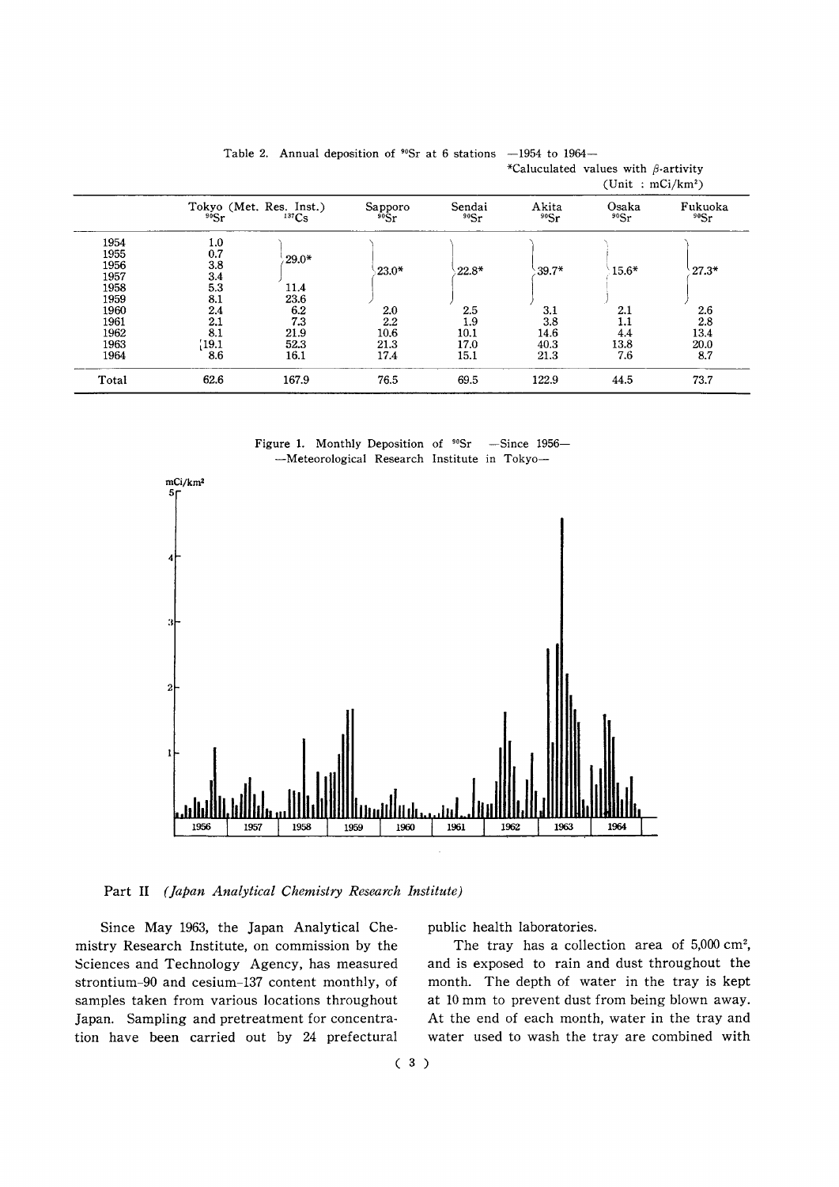Table 2. Annual deposition of $^{90}Sr$ at 6 stations —1954 to 1964—

*Caluculated values with β-artivity

(Unit : $mCi/km^2$)

| | Tokyo (Met. Res. Inst.) $^{90}Sr$ | Tokyo (Met. Res. Inst.) $^{137}Cs$ | Sapporo $^{90}Sr$ | Sendai $^{90}Sr$ | Akita $^{90}Sr$ | Osaka $^{90}Sr$ | Fukuoka $^{90}Sr$ |
|---|---|---|---|---|---|---|---|
| 1954 | 1.0 | | | | | | |
| 1955 | 0.7 | 29.0* (1954–1957) | | | | | |
| 1956 | 3.8 | | 23.0* (1954–1959) | 22.8* (1954–1959) | 39.7* (1954–1959) | 15.6* (1954–1959) | 27.3* (1954–1959) |
| 1957 | 3.4 | | | | | | |
| 1958 | 5.3 | 11.4 | | | | | |
| 1959 | 8.1 | 23.6 | | | | | |
| 1960 | 2.4 | 6.2 | 2.0 | 2.5 | 3.1 | 2.1 | 2.6 |
| 1961 | 2.1 | 7.3 | 2.2 | 1.9 | 3.8 | 1.1 | 2.8 |
| 1962 | 8.1 | 21.9 | 10.6 | 10.1 | 14.6 | 4.4 | 13.4 |
| 1963 | 19.1 | 52.3 | 21.3 | 17.0 | 40.3 | 13.8 | 20.0 |
| 1964 | 8.6 | 16.1 | 17.4 | 15.1 | 21.3 | 7.6 | 8.7 |
| Total | 62.6 | 167.9 | 76.5 | 69.5 | 122.9 | 44.5 | 73.7 |

Figure 1. Monthly Deposition of $^{90}Sr$ —Since 1956—
—Meteorological Research Institute in Tokyo—

## Part II *(Japan Analytical Chemistry Research Institute)*

Since May 1963, the Japan Analytical Chemistry Research Institute, on commission by the Sciences and Technology Agency, has measured strontium-90 and cesium-137 content monthly, of samples taken from various locations throughout Japan. Sampling and pretreatment for concentration have been carried out by 24 prefectural public health laboratories.

The tray has a collection area of 5,000 $cm^2$, and is exposed to rain and dust throughout the month. The depth of water in the tray is kept at 10 mm to prevent dust from being blown away. At the end of each month, water in the tray and water used to wash the tray are combined with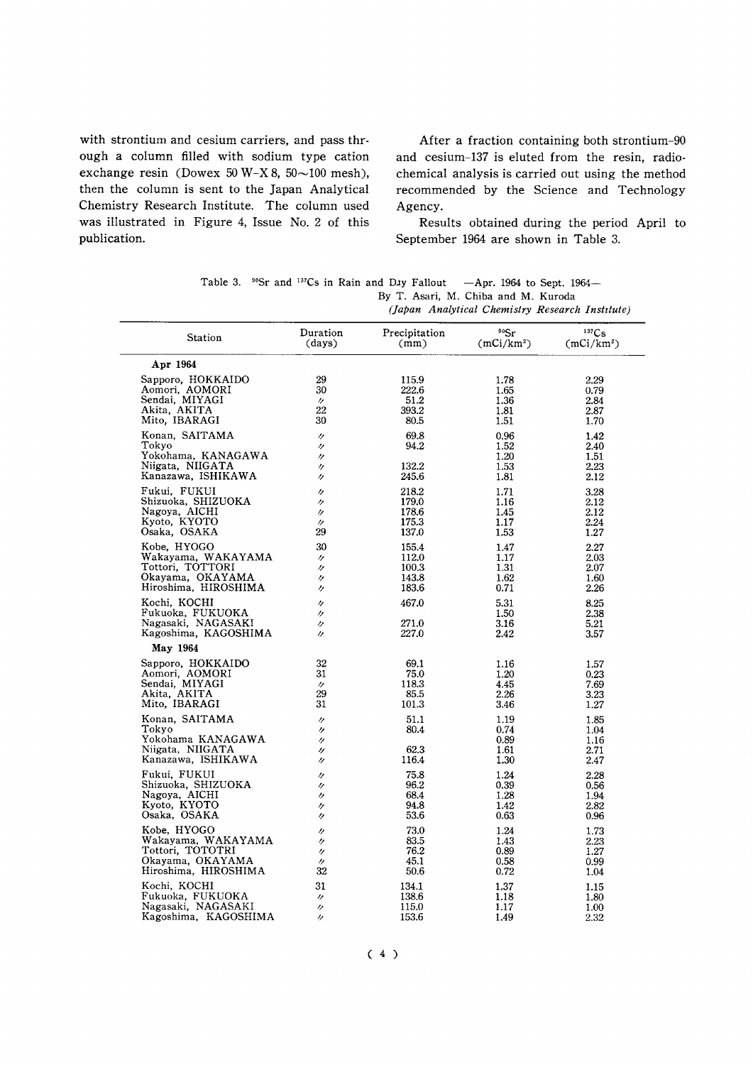with strontium and cesium carriers, and pass through a column filled with sodium type cation exchange resin (Dowex 50 W-X 8, 50~100 mesh), then the column is sent to the Japan Analytical Chemistry Research Institute. The column used was illustrated in Figure 4, Issue No. 2 of this publication.

After a fraction containing both strontium-90 and cesium-137 is eluted from the resin, radiochemical analysis is carried out using the method recommended by the Science and Technology Agency.

Results obtained during the period April to September 1964 are shown in Table 3.

Table 3. $^{90}$Sr and $^{137}$Cs in Rain and Dry Fallout —Apr. 1964 to Sept. 1964—
By T. Asari, M. Chiba and M. Kuroda
*(Japan Analytical Chemistry Research Institute)*

| Station | Duration (days) | Precipitation (mm) | $^{90}$Sr (mCi/km$^2$) | $^{137}$Cs (mCi/km$^2$) |
|---|---|---|---|---|
| **Apr 1964** | | | | |
| Sapporo, HOKKAIDO | 29 | 115.9 | 1.78 | 2.29 |
| Aomori, AOMORI | 30 | 222.6 | 1.65 | 0.79 |
| Sendai, MIYAGI | 〃 | 51.2 | 1.36 | 2.84 |
| Akita, AKITA | 22 | 393.2 | 1.81 | 2.87 |
| Mito, IBARAGI | 30 | 80.5 | 1.51 | 1.70 |
| Konan, SAITAMA | 〃 | 69.8 | 0.96 | 1.42 |
| Tokyo | 〃 | 94.2 | 1.52 | 2.40 |
| Yokohama, KANAGAWA | 〃 | | 1.20 | 1.51 |
| Niigata, NIIGATA | 〃 | 132.2 | 1.53 | 2.23 |
| Kanazawa, ISHIKAWA | 〃 | 245.6 | 1.81 | 2.12 |
| Fukui, FUKUI | 〃 | 218.2 | 1.71 | 3.28 |
| Shizuoka, SHIZUOKA | 〃 | 179.0 | 1.16 | 2.12 |
| Nagoya, AICHI | 〃 | 178.6 | 1.45 | 2.12 |
| Kyoto, KYOTO | 〃 | 175.3 | 1.17 | 2.24 |
| Osaka, OSAKA | 29 | 137.0 | 1.53 | 1.27 |
| Kobe, HYOGO | 30 | 155.4 | 1.47 | 2.27 |
| Wakayama, WAKAYAMA | 〃 | 112.0 | 1.17 | 2.03 |
| Tottori, TOTTORI | 〃 | 100.3 | 1.31 | 2.07 |
| Okayama, OKAYAMA | 〃 | 143.8 | 1.62 | 1.60 |
| Hiroshima, HIROSHIMA | 〃 | 183.6 | 0.71 | 2.26 |
| Kochi, KOCHI | 〃 | 467.0 | 5.31 | 8.25 |
| Fukuoka, FUKUOKA | 〃 | | 1.50 | 2.38 |
| Nagasaki, NAGASAKI | 〃 | 271.0 | 3.16 | 5.21 |
| Kagoshima, KAGOSHIMA | 〃 | 227.0 | 2.42 | 3.57 |
| **May 1964** | | | | |
| Sapporo, HOKKAIDO | 32 | 69.1 | 1.16 | 1.57 |
| Aomori, AOMORI | 31 | 75.0 | 1.20 | 0.23 |
| Sendai, MIYAGI | 〃 | 118.3 | 4.45 | 7.69 |
| Akita, AKITA | 29 | 85.5 | 2.26 | 3.23 |
| Mito, IBARAGI | 31 | 101.3 | 3.46 | 1.27 |
| Konan, SAITAMA | 〃 | 51.1 | 1.19 | 1.85 |
| Tokyo | 〃 | 80.4 | 0.74 | 1.04 |
| Yokohama KANAGAWA | 〃 | | 0.89 | 1.16 |
| Niigata, NIIGATA | 〃 | 62.3 | 1.61 | 2.71 |
| Kanazawa, ISHIKAWA | 〃 | 116.4 | 1.30 | 2.47 |
| Fukui, FUKUI | 〃 | 75.8 | 1.24 | 2.28 |
| Shizuoka, SHIZUOKA | 〃 | 96.2 | 0.39 | 0.56 |
| Nagoya, AICHI | 〃 | 68.4 | 1.28 | 1.94 |
| Kyoto, KYOTO | 〃 | 94.8 | 1.42 | 2.82 |
| Osaka, OSAKA | 〃 | 53.6 | 0.63 | 0.96 |
| Kobe, HYOGO | 〃 | 73.0 | 1.24 | 1.73 |
| Wakayama, WAKAYAMA | 〃 | 83.5 | 1.43 | 2.23 |
| Tottori, TOTOTRI | 〃 | 76.2 | 0.89 | 1.27 |
| Okayama, OKAYAMA | 〃 | 45.1 | 0.58 | 0.99 |
| Hiroshima, HIROSHIMA | 32 | 50.6 | 0.72 | 1.04 |
| Kochi, KOCHI | 31 | 134.1 | 1.37 | 1.15 |
| Fukuoka, FUKUOKA | 〃 | 138.6 | 1.18 | 1.80 |
| Nagasaki, NAGASAKI | 〃 | 115.0 | 1.17 | 1.00 |
| Kagoshima, KAGOSHIMA | 〃 | 153.6 | 1.49 | 2.32 |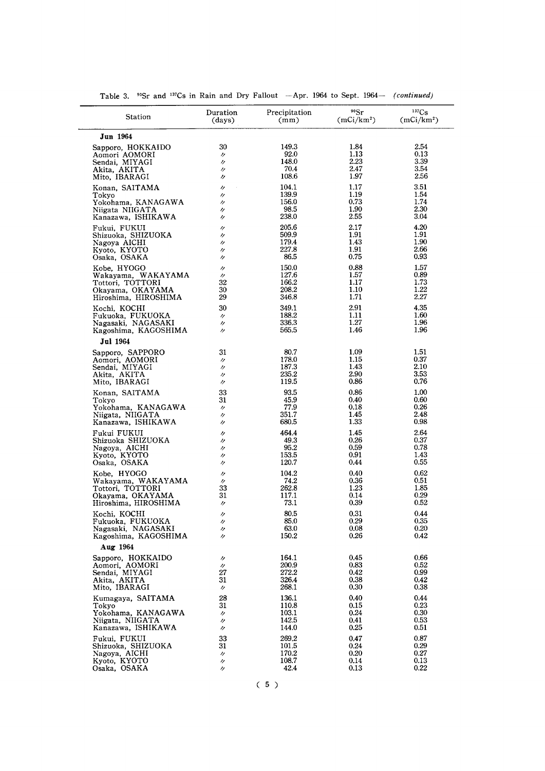Table 3. $^{90}Sr$ and $^{137}Cs$ in Rain and Dry Fallout —Apr. 1964 to Sept. 1964— *(continued)*

| Station | Duration (days) | Precipitation (mm) | $^{90}Sr$ ($mCi/km^2$) | $^{137}Cs$ ($mCi/km^2$) |
|---|---|---|---|---|
| **Jun 1964** | | | | |
| Sapporo, HOKKAIDO | 30 | 149.3 | 1.84 | 2.54 |
| Aomori AOMORI | 〃 | 92.0 | 1.13 | 0.13 |
| Sendai, MIYAGI | 〃 | 148.0 | 2.23 | 3.39 |
| Akita, AKITA | 〃 | 70.4 | 2.47 | 3.54 |
| Mito, IBARAGI | 〃 | 108.6 | 1.97 | 2.56 |
| Konan, SAITAMA | 〃 | 104.1 | 1.17 | 3.51 |
| Tokyo | 〃 | 139.9 | 1.19 | 1.54 |
| Yokohama, KANAGAWA | 〃 | 156.0 | 0.73 | 1.74 |
| Niigata NIIGATA | 〃 | 98.5 | 1.90 | 2.30 |
| Kanazawa, ISHIKAWA | 〃 | 238.0 | 2.55 | 3.04 |
| Fukui, FUKUI | 〃 | 205.6 | 2.17 | 4.20 |
| Shizuoka, SHIZUOKA | 〃 | 509.9 | 1.91 | 1.91 |
| Nagoya AICHI | 〃 | 179.4 | 1.43 | 1.90 |
| Kyoto, KYOTO | 〃 | 227.8 | 1.91 | 2.66 |
| Osaka, OSAKA | 〃 | 86.5 | 0.75 | 0.93 |
| Kobe, HYOGO | 〃 | 150.0 | 0.88 | 1.57 |
| Wakayama, WAKAYAMA | 〃 | 127.6 | 1.57 | 0.89 |
| Tottori, TOTTORI | 32 | 166.2 | 1.17 | 1.73 |
| Okayama, OKAYAMA | 30 | 208.2 | 1.10 | 1.22 |
| Hiroshima, HIROSHIMA | 29 | 346.8 | 1.71 | 2.27 |
| Kochi, KOCHI | 30 | 349.1 | 2.91 | 4.35 |
| Fukuoka, FUKUOKA | 〃 | 188.2 | 1.11 | 1.60 |
| Nagasaki, NAGASAKI | 〃 | 336.3 | 1.27 | 1.96 |
| Kagoshima, KAGOSHIMA | 〃 | 565.5 | 1.46 | 1.96 |
| **Jul 1964** | | | | |
| Sapporo, SAPPORO | 31 | 80.7 | 1.09 | 1.51 |
| Aomori, AOMORI | 〃 | 178.0 | 1.15 | 0.37 |
| Sendai, MIYAGI | 〃 | 187.3 | 1.43 | 2.10 |
| Akita, AKITA | 〃 | 235.2 | 2.90 | 3.53 |
| Mito, IBARAGI | 〃 | 119.5 | 0.86 | 0.76 |
| Konan, SAITAMA | 33 | 93.5 | 0.86 | 1.00 |
| Tokyo | 31 | 45.9 | 0.40 | 0.60 |
| Yokohama, KANAGAWA | 〃 | 77.9 | 0.18 | 0.26 |
| Niigata, NIIGATA | 〃 | 351.7 | 1.45 | 2.48 |
| Kanazawa, ISHIKAWA | 〃 | 680.5 | 1.33 | 0.98 |
| Fukui FUKUI | 〃 | 464.4 | 1.45 | 2.64 |
| Shizuoka SHIZUOKA | 〃 | 49.3 | 0.26 | 0.37 |
| Nagoya, AICHI | 〃 | 95.2 | 0.59 | 0.78 |
| Kyoto, KYOTO | 〃 | 153.5 | 0.91 | 1.43 |
| Osaka, OSAKA | 〃 | 120.7 | 0.44 | 0.55 |
| Kobe, HYOGO | 〃 | 104.2 | 0.40 | 0.62 |
| Wakayama, WAKAYAMA | 〃 | 74.2 | 0.36 | 0.51 |
| Tottori, TOTTORI | 33 | 262.8 | 1.23 | 1.85 |
| Okayama, OKAYAMA | 31 | 117.1 | 0.14 | 0.29 |
| Hiroshima, HIROSHIMA | 〃 | 73.1 | 0.39 | 0.52 |
| Kochi, KOCHI | 〃 | 80.5 | 0.31 | 0.44 |
| Fukuoka, FUKUOKA | 〃 | 85.0 | 0.29 | 0.35 |
| Nagasaki, NAGASAKI | 〃 | 63.0 | 0.08 | 0.20 |
| Kagoshima, KAGOSHIMA | 〃 | 150.2 | 0.26 | 0.42 |
| **Aug 1964** | | | | |
| Sapporo, HOKKAIDO | 〃 | 164.1 | 0.45 | 0.66 |
| Aomori, AOMORI | 〃 | 200.9 | 0.83 | 0.52 |
| Sendai, MIYAGI | 27 | 272.2 | 0.42 | 0.99 |
| Akita, AKITA | 31 | 326.4 | 0.38 | 0.42 |
| Mito, IBARAGI | 〃 | 268.1 | 0.30 | 0.38 |
| Kumagaya, SAITAMA | 28 | 136.1 | 0.40 | 0.44 |
| Tokyo | 31 | 110.8 | 0.15 | 0.23 |
| Yokohama, KANAGAWA | 〃 | 103.1 | 0.24 | 0.30 |
| Niigata, NIIGATA | 〃 | 142.5 | 0.41 | 0.53 |
| Kanazawa, ISHIKAWA | 〃 | 144.0 | 0.25 | 0.51 |
| Fukui, FUKUI | 33 | 269.2 | 0.47 | 0.87 |
| Shizuoka, SHIZUOKA | 31 | 101.5 | 0.24 | 0.29 |
| Nagoya, AICHI | 〃 | 170.2 | 0.20 | 0.27 |
| Kyoto, KYOTO | 〃 | 108.7 | 0.14 | 0.13 |
| Osaka, OSAKA | 〃 | 42.4 | 0.13 | 0.22 |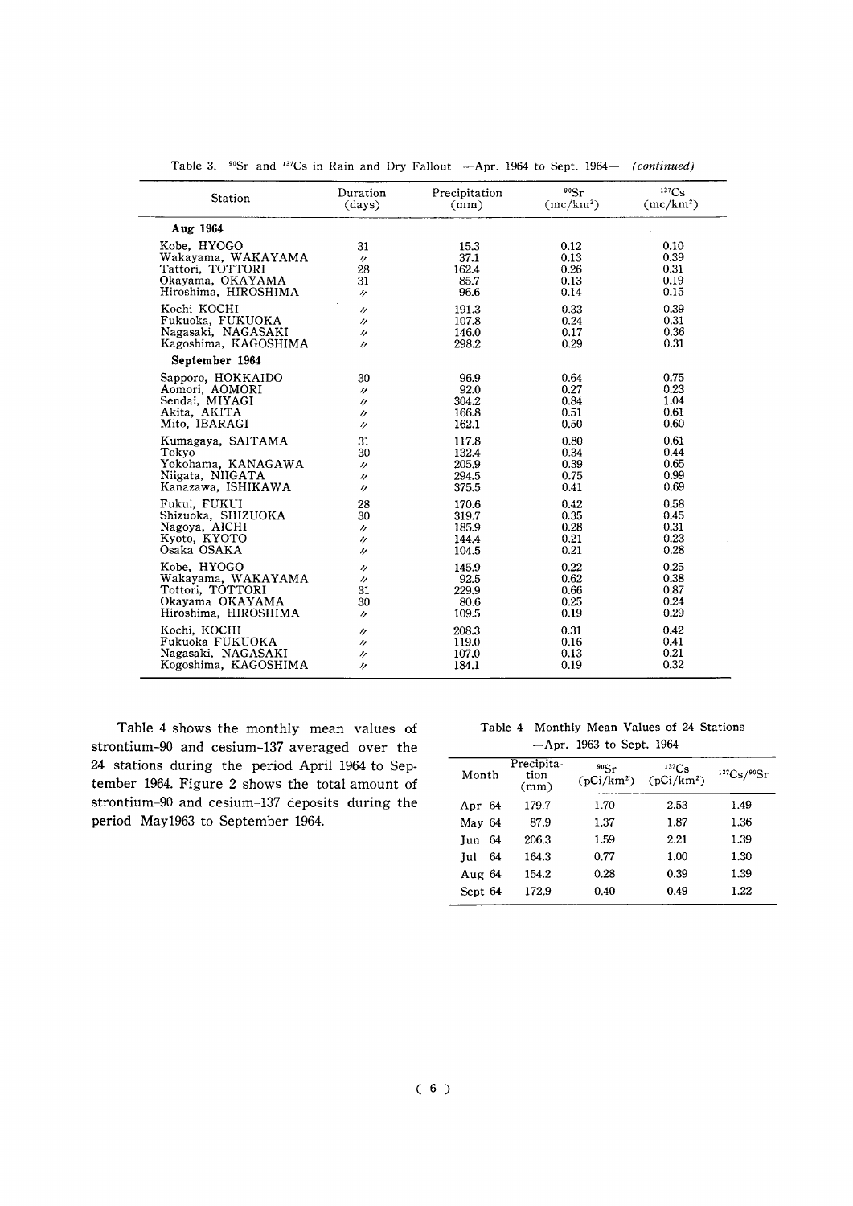Table 3. $^{90}Sr$ and $^{137}Cs$ in Rain and Dry Fallout —Apr. 1964 to Sept. 1964— *(continued)*

| Station | Duration (days) | Precipitation (mm) | $^{90}Sr$ (mc/km²) | $^{137}Cs$ (mc/km²) |
|---|---|---|---|---|
| **Aug 1964** | | | | |
| Kobe, HYOGO | 31 | 15.3 | 0.12 | 0.10 |
| Wakayama, WAKAYAMA | 〃 | 37.1 | 0.13 | 0.39 |
| Tattori, TOTTORI | 28 | 162.4 | 0.26 | 0.31 |
| Okayama, OKAYAMA | 31 | 85.7 | 0.13 | 0.19 |
| Hiroshima, HIROSHIMA | 〃 | 96.6 | 0.14 | 0.15 |
| Kochi KOCHI | 〃 | 191.3 | 0.33 | 0.39 |
| Fukuoka, FUKUOKA | 〃 | 107.8 | 0.24 | 0.31 |
| Nagasaki, NAGASAKI | 〃 | 146.0 | 0.17 | 0.36 |
| Kagoshima, KAGOSHIMA | 〃 | 298.2 | 0.29 | 0.31 |
| **September 1964** | | | | |
| Sapporo, HOKKAIDO | 30 | 96.9 | 0.64 | 0.75 |
| Aomori, AOMORI | 〃 | 92.0 | 0.27 | 0.23 |
| Sendai, MIYAGI | 〃 | 304.2 | 0.84 | 1.04 |
| Akita, AKITA | 〃 | 166.8 | 0.51 | 0.61 |
| Mito, IBARAGI | 〃 | 162.1 | 0.50 | 0.60 |
| Kumagaya, SAITAMA | 31 | 117.8 | 0.80 | 0.61 |
| Tokyo | 30 | 132.4 | 0.34 | 0.44 |
| Yokohama, KANAGAWA | 〃 | 205.9 | 0.39 | 0.65 |
| Niigata, NIIGATA | 〃 | 294.5 | 0.75 | 0.99 |
| Kanazawa, ISHIKAWA | 〃 | 375.5 | 0.41 | 0.69 |
| Fukui, FUKUI | 28 | 170.6 | 0.42 | 0.58 |
| Shizuoka, SHIZUOKA | 30 | 319.7 | 0.35 | 0.45 |
| Nagoya, AICHI | 〃 | 185.9 | 0.28 | 0.31 |
| Kyoto, KYOTO | 〃 | 144.4 | 0.21 | 0.23 |
| Osaka OSAKA | 〃 | 104.5 | 0.21 | 0.28 |
| Kobe, HYOGO | 〃 | 145.9 | 0.22 | 0.25 |
| Wakayama, WAKAYAMA | 〃 | 92.5 | 0.62 | 0.38 |
| Tottori, TOTTORI | 31 | 229.9 | 0.66 | 0.87 |
| Okayama OKAYAMA | 30 | 80.6 | 0.25 | 0.24 |
| Hiroshima, HIROSHIMA | 〃 | 109.5 | 0.19 | 0.29 |
| Kochi, KOCHI | 〃 | 208.3 | 0.31 | 0.42 |
| Fukuoka FUKUOKA | 〃 | 119.0 | 0.16 | 0.41 |
| Nagasaki, NAGASAKI | 〃 | 107.0 | 0.13 | 0.21 |
| Kogoshima, KAGOSHIMA | 〃 | 184.1 | 0.19 | 0.32 |

Table 4 shows the monthly mean values of strontium-90 and cesium-137 averaged over the 24 stations during the period April 1964 to September 1964. Figure 2 shows the total amount of strontium-90 and cesium-137 deposits during the period May1963 to September 1964.

Table 4 Monthly Mean Values of 24 Stations —Apr. 1963 to Sept. 1964—

| Month | Precipitation (mm) | $^{90}Sr$ (pCi/km²) | $^{137}Cs$ (pCi/km²) | $^{137}Cs/^{90}Sr$ |
|---|---|---|---|---|
| Apr 64 | 179.7 | 1.70 | 2.53 | 1.49 |
| May 64 | 87.9 | 1.37 | 1.87 | 1.36 |
| Jun 64 | 206.3 | 1.59 | 2.21 | 1.39 |
| Jul 64 | 164.3 | 0.77 | 1.00 | 1.30 |
| Aug 64 | 154.2 | 0.28 | 0.39 | 1.39 |
| Sept 64 | 172.9 | 0.40 | 0.49 | 1.22 |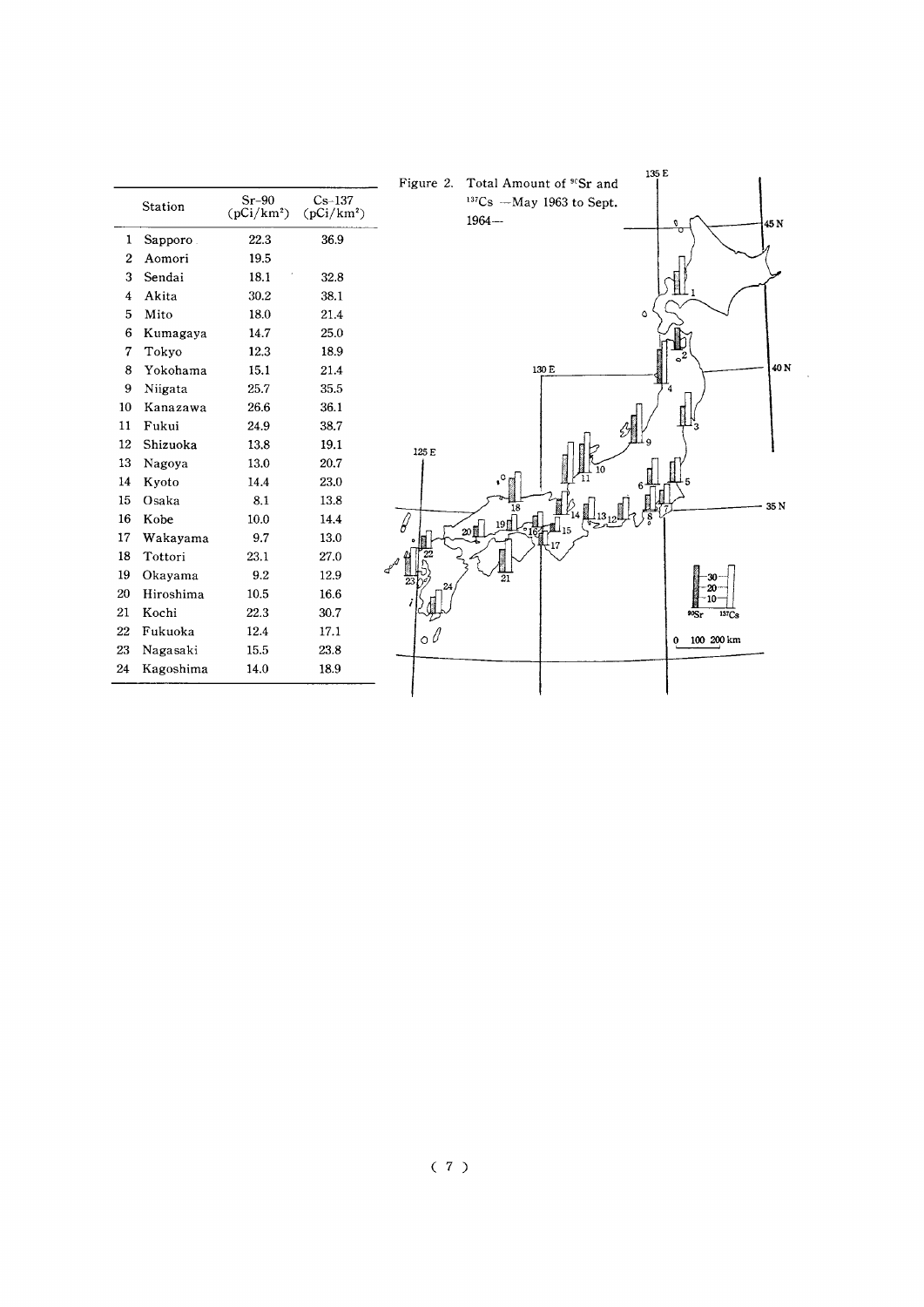| | Station | Sr-90 (pCi/km²) | Cs-137 (pCi/km²) |
|---|---|---|---|
| 1 | Sapporo | 22.3 | 36.9 |
| 2 | Aomori | 19.5 | |
| 3 | Sendai | 18.1 | 32.8 |
| 4 | Akita | 30.2 | 38.1 |
| 5 | Mito | 18.0 | 21.4 |
| 6 | Kumagaya | 14.7 | 25.0 |
| 7 | Tokyo | 12.3 | 18.9 |
| 8 | Yokohama | 15.1 | 21.4 |
| 9 | Niigata | 25.7 | 35.5 |
| 10 | Kanazawa | 26.6 | 36.1 |
| 11 | Fukui | 24.9 | 38.7 |
| 12 | Shizuoka | 13.8 | 19.1 |
| 13 | Nagoya | 13.0 | 20.7 |
| 14 | Kyoto | 14.4 | 23.0 |
| 15 | Osaka | 8.1 | 13.8 |
| 16 | Kobe | 10.0 | 14.4 |
| 17 | Wakayama | 9.7 | 13.0 |
| 18 | Tottori | 23.1 | 27.0 |
| 19 | Okayama | 9.2 | 12.9 |
| 20 | Hiroshima | 10.5 | 16.6 |
| 21 | Kochi | 22.3 | 30.7 |
| 22 | Fukuoka | 12.4 | 17.1 |
| 23 | Nagasaki | 15.5 | 23.8 |
| 24 | Kagoshima | 14.0 | 18.9 |

Figure 2. Total Amount of $^{90}$Sr and $^{137}$Cs —May 1963 to Sept. 1964—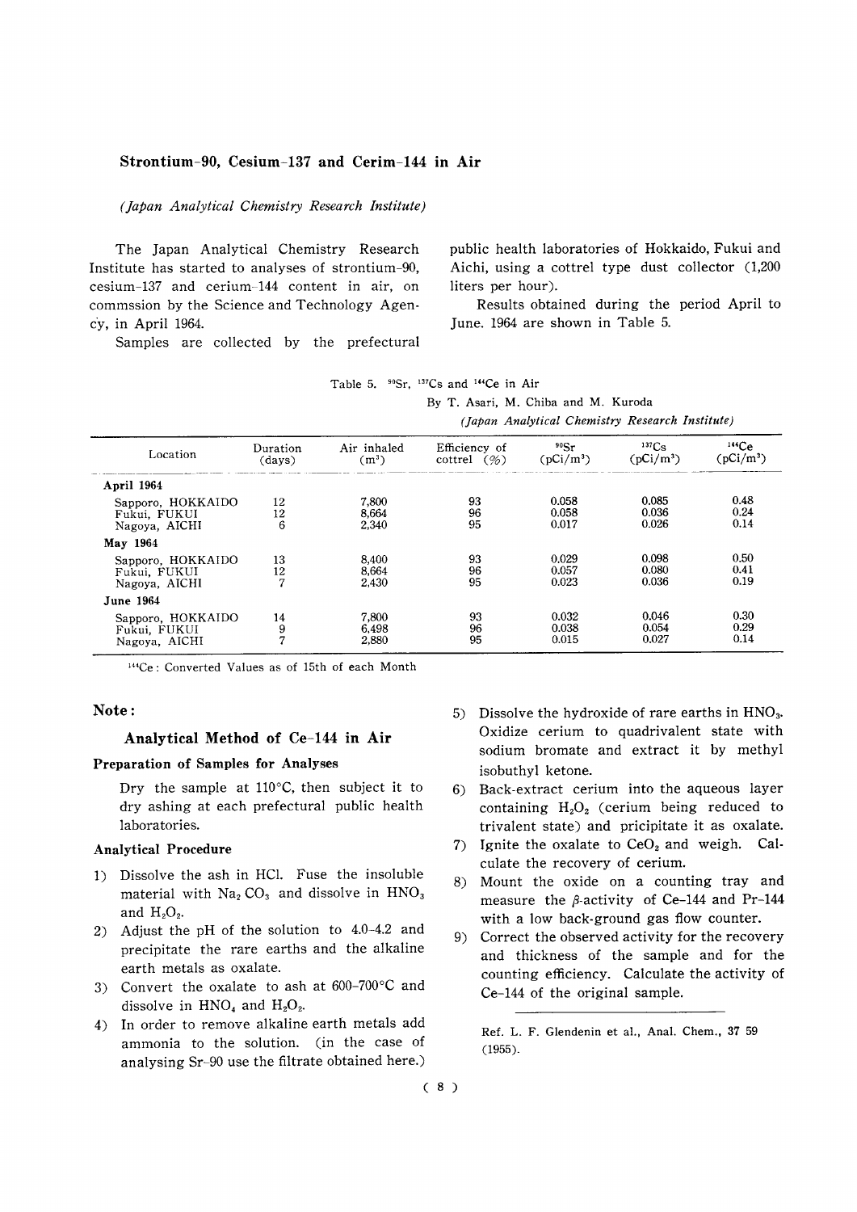## Strontium-90, Cesium-137 and Cerim-144 in Air

*(Japan Analytical Chemistry Research Institute)*

The Japan Analytical Chemistry Research Institute has started to analyses of strontium-90, cesium-137 and cerium-144 content in air, on commssion by the Science and Technology Agency, in April 1964.

Samples are collected by the prefectural public health laboratories of Hokkaido, Fukui and Aichi, using a cottrel type dust collector (1,200 liters per hour).

Results obtained during the period April to June. 1964 are shown in Table 5.

Table 5. $^{90}Sr$, $^{137}Cs$ and $^{144}Ce$ in Air

By T. Asari, M. Chiba and M. Kuroda

*(Japan Analytical Chemistry Research Institute)*

| Location | Duration (days) | Air inhaled ($m^3$) | Efficiency of cottrel (%) | $^{90}Sr$ ($pCi/m^3$) | $^{137}Cs$ ($pCi/m^3$) | $^{144}Ce$ ($pCi/m^3$) |
|---|---|---|---|---|---|---|
| **April 1964** | | | | | | |
| Sapporo, HOKKAIDO | 12 | 7,800 | 93 | 0.058 | 0.085 | 0.48 |
| Fukui, FUKUI | 12 | 8,664 | 96 | 0.058 | 0.036 | 0.24 |
| Nagoya, AICHI | 6 | 2,340 | 95 | 0.017 | 0.026 | 0.14 |
| **May 1964** | | | | | | |
| Sapporo, HOKKAIDO | 13 | 8,400 | 93 | 0.029 | 0.098 | 0.50 |
| Fukui, FUKUI | 12 | 8,664 | 96 | 0.057 | 0.080 | 0.41 |
| Nagoya, AICHI | 7 | 2,430 | 95 | 0.023 | 0.036 | 0.19 |
| **June 1964** | | | | | | |
| Sapporo, HOKKAIDO | 14 | 7,800 | 93 | 0.032 | 0.046 | 0.30 |
| Fukui, FUKUI | 9 | 6,498 | 96 | 0.038 | 0.054 | 0.29 |
| Nagoya, AICHI | 7 | 2,880 | 95 | 0.015 | 0.027 | 0.14 |

$^{144}Ce$: Converted Values as of 15th of each Month

### Note:

### Analytical Method of Ce-144 in Air

#### Preparation of Samples for Analyses

Dry the sample at 110°C, then subject it to dry ashing at each prefectural public health laboratories.

#### Analytical Procedure

1) Dissolve the ash in HCl. Fuse the insoluble material with $Na_2CO_3$ and dissolve in $HNO_3$ and $H_2O_2$.
2) Adjust the pH of the solution to 4.0-4.2 and precipitate the rare earths and the alkaline earth metals as oxalate.
3) Convert the oxalate to ash at 600-700°C and dissolve in $HNO_4$ and $H_2O_2$.
4) In order to remove alkaline earth metals add ammonia to the solution. (in the case of analysing Sr-90 use the filtrate obtained here.)
5) Dissolve the hydroxide of rare earths in $HNO_3$. Oxidize cerium to quadrivalent state with sodium bromate and extract it by methyl isobuthyl ketone.
6) Back-extract cerium into the aqueous layer containing $H_2O_2$ (cerium being reduced to trivalent state) and pricipitate it as oxalate.
7) Ignite the oxalate to $CeO_2$ and weigh. Calculate the recovery of cerium.
8) Mount the oxide on a counting tray and measure the $\beta$-activity of Ce-144 and Pr-144 with a low back-ground gas flow counter.
9) Correct the observed activity for the recovery and thickness of the sample and for the counting efficiency. Calculate the activity of Ce-144 of the original sample.

Ref. L. F. Glendenin et al., Anal. Chem., **37** 59 (1955).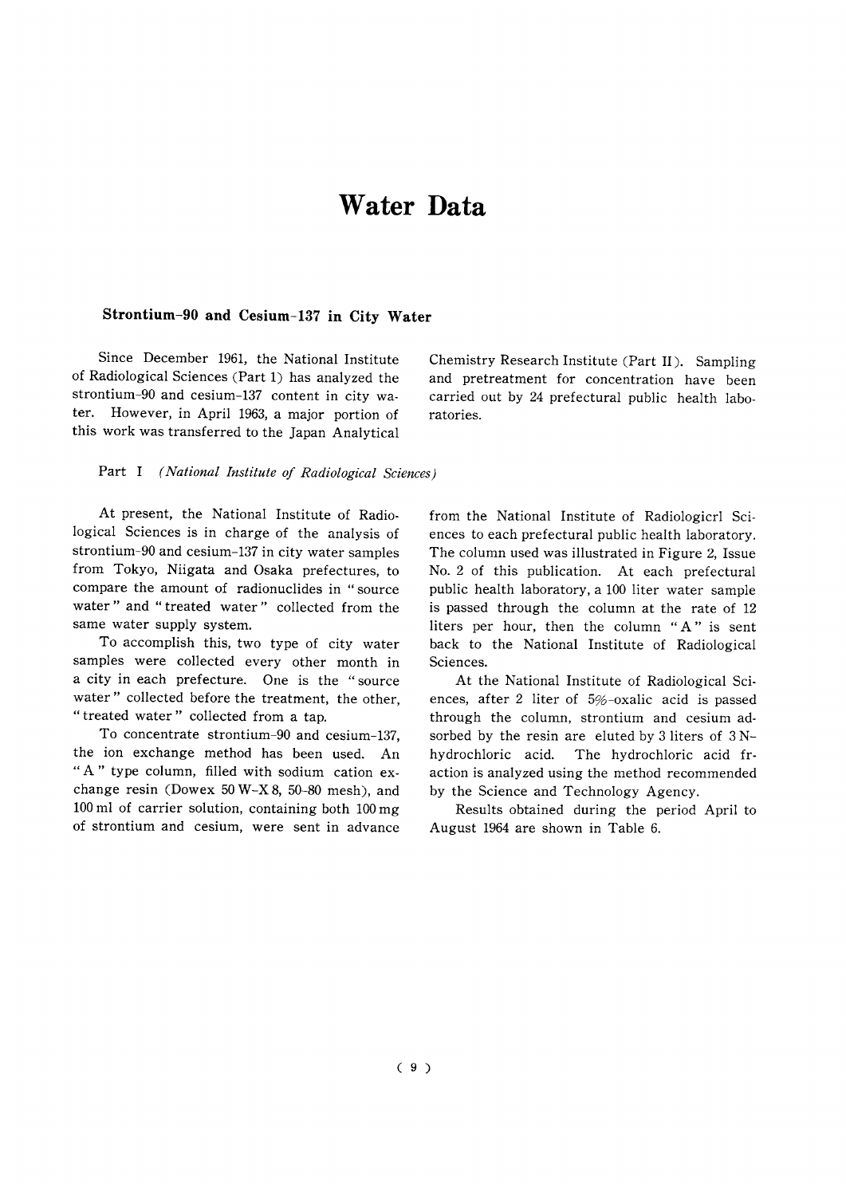# Water Data

## Strontium-90 and Cesium-137 in City Water

Since December 1961, the National Institute of Radiological Sciences (Part 1) has analyzed the strontium-90 and cesium-137 content in city water. However, in April 1963, a major portion of this work was transferred to the Japan Analytical Chemistry Research Institute (Part II). Sampling and pretreatment for concentration have been carried out by 24 prefectural public health laboratories.

### Part I *(National Institute of Radiological Sciences)*

At present, the National Institute of Radiological Sciences is in charge of the analysis of strontium-90 and cesium-137 in city water samples from Tokyo, Niigata and Osaka prefectures, to compare the amount of radionuclides in "source water" and "treated water" collected from the same water supply system.

To accomplish this, two type of city water samples were collected every other month in a city in each prefecture. One is the "source water" collected before the treatment, the other, "treated water" collected from a tap.

To concentrate strontium-90 and cesium-137, the ion exchange method has been used. An "A" type column, filled with sodium cation exchange resin (Dowex 50 W-X 8, 50-80 mesh), and 100 ml of carrier solution, containing both 100 mg of strontium and cesium, were sent in advance from the National Institute of Radiologicrl Sciences to each prefectural public health laboratory. The column used was illustrated in Figure 2, Issue No. 2 of this publication. At each prefectural public health laboratory, a 100 liter water sample is passed through the column at the rate of 12 liters per hour, then the column "A" is sent back to the National Institute of Radiological Sciences.

At the National Institute of Radiological Sciences, after 2 liter of 5%-oxalic acid is passed through the column, strontium and cesium adsorbed by the resin are eluted by 3 liters of 3 N-hydrochloric acid. The hydrochloric acid fraction is analyzed using the method recommended by the Science and Technology Agency.

Results obtained during the period April to August 1964 are shown in Table 6.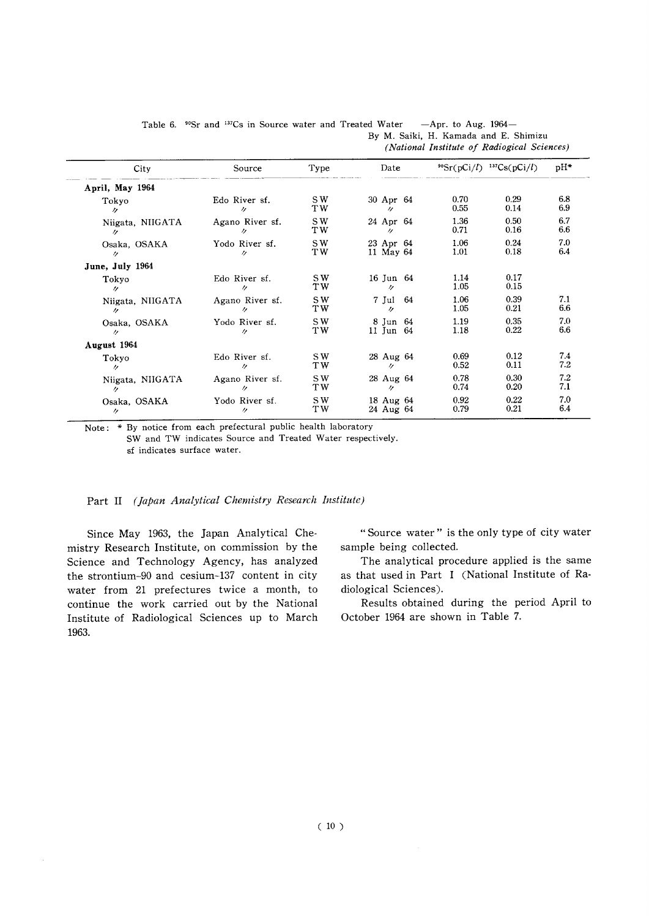Table 6. $^{90}Sr$ and $^{137}Cs$ in Source water and Treated Water —Apr. to Aug. 1964—

By M. Saiki, H. Kamada and E. Shimizu
*(National Institute of Radiological Sciences)*

| City | Source | Type | Date | $^{90}Sr$(pCi/*l*) | $^{137}Cs$(pCi/*l*) | pH* |
|---|---|---|---|---|---|---|
| **April, May 1964** | | | | | | |
| Tokyo | Edo River sf. | SW | 30 Apr 64 | 0.70 | 0.29 | 6.8 |
| 〃 | 〃 | TW | 〃 | 0.55 | 0.14 | 6.9 |
| Niigata, NIIGATA | Agano River sf. | SW | 24 Apr 64 | 1.36 | 0.50 | 6.7 |
| 〃 | 〃 | TW | 〃 | 0.71 | 0.16 | 6.6 |
| Osaka, OSAKA | Yodo River sf. | SW | 23 Apr 64 | 1.06 | 0.24 | 7.0 |
| 〃 | 〃 | TW | 11 May 64 | 1.01 | 0.18 | 6.4 |
| **June, July 1964** | | | | | | |
| Tokyo | Edo River sf. | SW | 16 Jun 64 | 1.14 | 0.17 | |
| 〃 | 〃 | TW | 〃 | 1.05 | 0.15 | |
| Niigata, NIIGATA | Agano River sf. | SW | 7 Jul 64 | 1.06 | 0.39 | 7.1 |
| 〃 | 〃 | TW | 〃 | 1.05 | 0.21 | 6.6 |
| Osaka, OSAKA | Yodo River sf. | SW | 8 Jun 64 | 1.19 | 0.35 | 7.0 |
| 〃 | 〃 | TW | 11 Jun 64 | 1.18 | 0.22 | 6.6 |
| **August 1964** | | | | | | |
| Tokyo | Edo River sf. | SW | 28 Aug 64 | 0.69 | 0.12 | 7.4 |
| 〃 | 〃 | TW | 〃 | 0.52 | 0.11 | 7.2 |
| Niigata, NIIGATA | Agano River sf. | SW | 28 Aug 64 | 0.78 | 0.30 | 7.2 |
| 〃 | 〃 | TW | 〃 | 0.74 | 0.20 | 7.1 |
| Osaka, OSAKA | Yodo River sf. | SW | 18 Aug 64 | 0.92 | 0.22 | 7.0 |
| 〃 | 〃 | TW | 24 Aug 64 | 0.79 | 0.21 | 6.4 |

Note: * By notice from each prefectural public health laboratory
SW and TW indicates Source and Treated Water respectively.
sf indicates surface water.

## Part II *(Japan Analytical Chemistry Research Institute)*

Since May 1963, the Japan Analytical Chemistry Research Institute, on commission by the Science and Technology Agency, has analyzed the strontium-90 and cesium-137 content in city water from 21 prefectures twice a month, to continue the work carried out by the National Institute of Radiological Sciences up to March 1963.

"Source water" is the only type of city water sample being collected.

The analytical procedure applied is the same as that used in Part I (National Institute of Radiological Sciences).

Results obtained during the period April to October 1964 are shown in Table 7.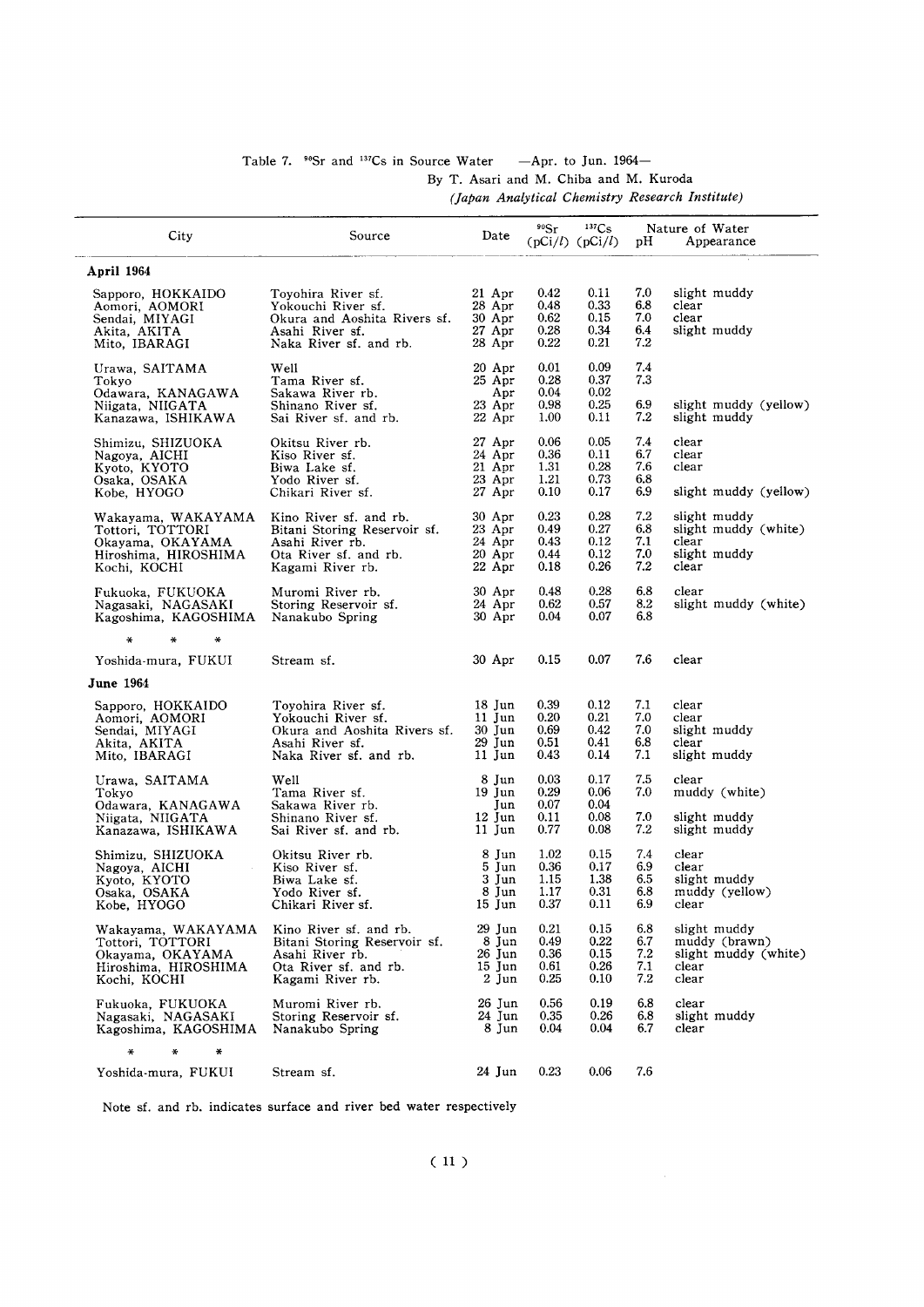Table 7. $^{90}Sr$ and $^{137}Cs$ in Source Water —Apr. to Jun. 1964—

By T. Asari and M. Chiba and M. Kuroda

*(Japan Analytical Chemistry Research Institute)*

| City | Source | Date | $^{90}Sr$ (pCi/$l$) | $^{137}Cs$ (pCi/$l$) | Nature of Water pH | Appearance |
|---|---|---|---|---|---|---|
| **April 1964** | | | | | | |
| Sapporo, HOKKAIDO | Toyohira River sf. | 21 Apr | 0.42 | 0.11 | 7.0 | slight muddy |
| Aomori, AOMORI | Yokouchi River sf. | 28 Apr | 0.48 | 0.33 | 6.8 | clear |
| Sendai, MIYAGI | Okura and Aoshita Rivers sf. | 30 Apr | 0.62 | 0.15 | 7.0 | clear |
| Akita, AKITA | Asahi River sf. | 27 Apr | 0.28 | 0.34 | 6.4 | slight muddy |
| Mito, IBARAGI | Naka River sf. and rb. | 28 Apr | 0.22 | 0.21 | 7.2 | |
| Urawa, SAITAMA | Well | 20 Apr | 0.01 | 0.09 | 7.4 | |
| Tokyo | Tama River sf. | 25 Apr | 0.28 | 0.37 | 7.3 | |
| Odawara, KANAGAWA | Sakawa River rb. | Apr | 0.04 | 0.02 | | |
| Niigata, NIIGATA | Shinano River sf. | 23 Apr | 0.98 | 0.25 | 6.9 | slight muddy (yellow) |
| Kanazawa, ISHIKAWA | Sai River sf. and rb. | 22 Apr | 1.00 | 0.11 | 7.2 | slight muddy |
| Shimizu, SHIZUOKA | Okitsu River rb. | 27 Apr | 0.06 | 0.05 | 7.4 | clear |
| Nagoya, AICHI | Kiso River sf. | 24 Apr | 0.36 | 0.11 | 6.7 | clear |
| Kyoto, KYOTO | Biwa Lake sf. | 21 Apr | 1.31 | 0.28 | 7.6 | clear |
| Osaka, OSAKA | Yodo River sf. | 23 Apr | 1.21 | 0.73 | 6.8 | |
| Kobe, HYOGO | Chikari River sf. | 27 Apr | 0.10 | 0.17 | 6.9 | slight muddy (yellow) |
| Wakayama, WAKAYAMA | Kino River sf. and rb. | 30 Apr | 0.23 | 0.28 | 7.2 | slight muddy |
| Tottori, TOTTORI | Bitani Storing Reservoir sf. | 23 Apr | 0.49 | 0.27 | 6.8 | slight muddy (white) |
| Okayama, OKAYAMA | Asahi River rb. | 24 Apr | 0.43 | 0.12 | 7.1 | clear |
| Hiroshima, HIROSHIMA | Ota River sf. and rb. | 20 Apr | 0.44 | 0.12 | 7.0 | slight muddy |
| Kochi, KOCHI | Kagami River rb. | 22 Apr | 0.18 | 0.26 | 7.2 | clear |
| Fukuoka, FUKUOKA | Muromi River rb. | 30 Apr | 0.48 | 0.28 | 6.8 | clear |
| Nagasaki, NAGASAKI | Storing Reservoir sf. | 24 Apr | 0.62 | 0.57 | 8.2 | slight muddy (white) |
| Kagoshima, KAGOSHIMA | Nanakubo Spring | 30 Apr | 0.04 | 0.07 | 6.8 | |
| * * * | | | | | | |
| Yoshida-mura, FUKUI | Stream sf. | 30 Apr | 0.15 | 0.07 | 7.6 | clear |
| **June 1964** | | | | | | |
| Sapporo, HOKKAIDO | Toyohira River sf. | 18 Jun | 0.39 | 0.12 | 7.1 | clear |
| Aomori, AOMORI | Yokouchi River sf. | 11 Jun | 0.20 | 0.21 | 7.0 | clear |
| Sendai, MIYAGI | Okura and Aoshita Rivers sf. | 30 Jun | 0.69 | 0.42 | 7.0 | slight muddy |
| Akita, AKITA | Asahi River sf. | 29 Jun | 0.51 | 0.41 | 6.8 | clear |
| Mito, IBARAGI | Naka River sf. and rb. | 11 Jun | 0.43 | 0.14 | 7.1 | slight muddy |
| Urawa, SAITAMA | Well | 8 Jun | 0.03 | 0.17 | 7.5 | clear |
| Tokyo | Tama River sf. | 19 Jun | 0.29 | 0.06 | 7.0 | muddy (white) |
| Odawara, KANAGAWA | Sakawa River rb. | Jun | 0.07 | 0.04 | | |
| Niigata, NIIGATA | Shinano River sf. | 12 Jun | 0.11 | 0.08 | 7.0 | slight muddy |
| Kanazawa, ISHIKAWA | Sai River sf. and rb. | 11 Jun | 0.77 | 0.08 | 7.2 | slight muddy |
| Shimizu, SHIZUOKA | Okitsu River rb. | 8 Jun | 1.02 | 0.15 | 7.4 | clear |
| Nagoya, AICHI | Kiso River sf. | 5 Jun | 0.36 | 0.17 | 6.9 | clear |
| Kyoto, KYOTO | Biwa Lake sf. | 3 Jun | 1.15 | 1.38 | 6.5 | slight muddy |
| Osaka, OSAKA | Yodo River sf. | 8 Jun | 1.17 | 0.31 | 6.8 | muddy (yellow) |
| Kobe, HYOGO | Chikari River sf. | 15 Jun | 0.37 | 0.11 | 6.9 | clear |
| Wakayama, WAKAYAMA | Kino River sf. and rb. | 29 Jun | 0.21 | 0.15 | 6.8 | slight muddy |
| Tottori, TOTTORI | Bitani Storing Reservoir sf. | 8 Jun | 0.49 | 0.22 | 6.7 | muddy (brawn) |
| Okayama, OKAYAMA | Asahi River rb. | 26 Jun | 0.36 | 0.15 | 7.2 | slight muddy (white) |
| Hiroshima, HIROSHIMA | Ota River sf. and rb. | 15 Jun | 0.61 | 0.26 | 7.1 | clear |
| Kochi, KOCHI | Kagami River rb. | 2 Jun | 0.25 | 0.10 | 7.2 | clear |
| Fukuoka, FUKUOKA | Muromi River rb. | 26 Jun | 0.56 | 0.19 | 6.8 | clear |
| Nagasaki, NAGASAKI | Storing Reservoir sf. | 24 Jun | 0.35 | 0.26 | 6.8 | slight muddy |
| Kagoshima, KAGOSHIMA | Nanakubo Spring | 8 Jun | 0.04 | 0.04 | 6.7 | clear |
| * * * | | | | | | |
| Yoshida-mura, FUKUI | Stream sf. | 24 Jun | 0.23 | 0.06 | 7.6 | |

Note sf. and rb. indicates surface and river bed water respectively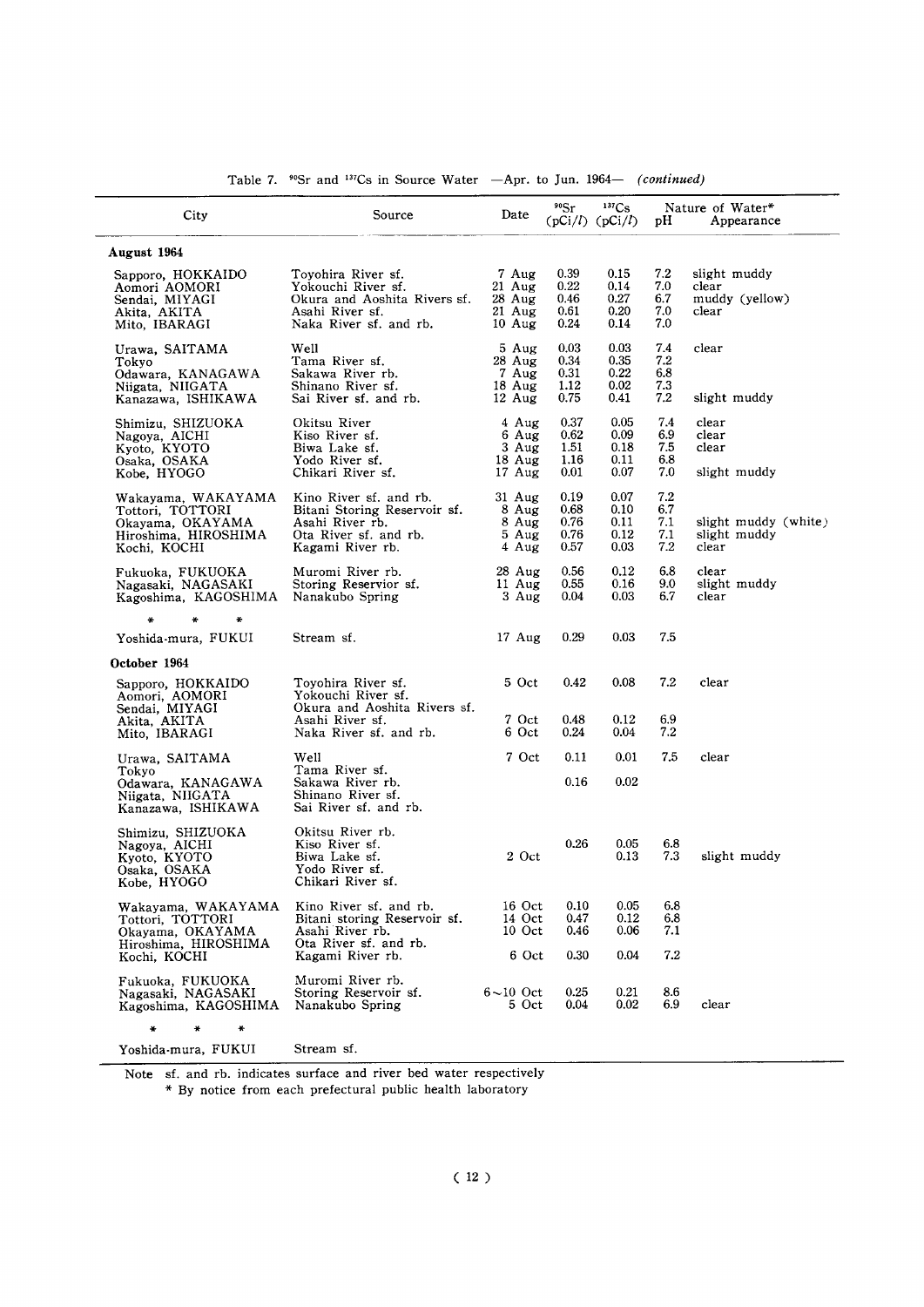Table 7. $^{90}Sr$ and $^{137}Cs$ in Source Water —Apr. to Jun. 1964— *(continued)*

| City | Source | Date | $^{90}Sr$ (pCi/$l$) | $^{137}Cs$ (pCi/$l$) | Nature of Water* | |
|---|---|---|---|---|---|---|
| | | | | | pH | Appearance |
| **August 1964** | | | | | | |
| Sapporo, HOKKAIDO | Toyohira River sf. | 7 Aug | 0.39 | 0.15 | 7.2 | slight muddy |
| Aomori AOMORI | Yokouchi River sf. | 21 Aug | 0.22 | 0.14 | 7.0 | clear |
| Sendai, MIYAGI | Okura and Aoshita Rivers sf. | 28 Aug | 0.46 | 0.27 | 6.7 | muddy (yellow) |
| Akita, AKITA | Asahi River sf. | 21 Aug | 0.61 | 0.20 | 7.0 | clear |
| Mito, IBARAGI | Naka River sf. and rb. | 10 Aug | 0.24 | 0.14 | 7.0 | |
| Urawa, SAITAMA | Well | 5 Aug | 0.03 | 0.03 | 7.4 | clear |
| Tokyo | Tama River sf. | 28 Aug | 0.34 | 0.35 | 7.2 | |
| Odawara, KANAGAWA | Sakawa River rb. | 7 Aug | 0.31 | 0.22 | 6.8 | |
| Niigata, NIIGATA | Shinano River sf. | 18 Aug | 1.12 | 0.02 | 7.3 | |
| Kanazawa, ISHIKAWA | Sai River sf. and rb. | 12 Aug | 0.75 | 0.41 | 7.2 | slight muddy |
| Shimizu, SHIZUOKA | Okitsu River | 4 Aug | 0.37 | 0.05 | 7.4 | clear |
| Nagoya, AICHI | Kiso River sf. | 6 Aug | 0.62 | 0.09 | 6.9 | clear |
| Kyoto, KYOTO | Biwa Lake sf. | 3 Aug | 1.51 | 0.18 | 7.5 | clear |
| Osaka, OSAKA | Yodo River sf. | 18 Aug | 1.16 | 0.11 | 6.8 | |
| Kobe, HYOGO | Chikari River sf. | 17 Aug | 0.01 | 0.07 | 7.0 | slight muddy |
| Wakayama, WAKAYAMA | Kino River sf. and rb. | 31 Aug | 0.19 | 0.07 | 7.2 | |
| Tottori, TOTTORI | Bitani Storing Reservoir sf. | 8 Aug | 0.68 | 0.10 | 6.7 | |
| Okayama, OKAYAMA | Asahi River rb. | 8 Aug | 0.76 | 0.11 | 7.1 | slight muddy (white) |
| Hiroshima, HIROSHIMA | Ota River sf. and rb. | 5 Aug | 0.76 | 0.12 | 7.1 | slight muddy |
| Kochi, KOCHI | Kagami River rb. | 4 Aug | 0.57 | 0.03 | 7.2 | clear |
| Fukuoka, FUKUOKA | Muromi River rb. | 28 Aug | 0.56 | 0.12 | 6.8 | clear |
| Nagasaki, NAGASAKI | Storing Reservior sf. | 11 Aug | 0.55 | 0.16 | 9.0 | slight muddy |
| Kagoshima, KAGOSHIMA | Nanakubo Spring | 3 Aug | 0.04 | 0.03 | 6.7 | clear |
| * * * | | | | | | |
| Yoshida-mura, FUKUI | Stream sf. | 17 Aug | 0.29 | 0.03 | 7.5 | |
| **October 1964** | | | | | | |
| Sapporo, HOKKAIDO | Toyohira River sf. | 5 Oct | 0.42 | 0.08 | 7.2 | clear |
| Aomori, AOMORI | Yokouchi River sf. | | | | | |
| Sendai, MIYAGI | Okura and Aoshita Rivers sf. | | | | | |
| Akita, AKITA | Asahi River sf. | 7 Oct | 0.48 | 0.12 | 6.9 | |
| Mito, IBARAGI | Naka River sf. and rb. | 6 Oct | 0.24 | 0.04 | 7.2 | |
| Urawa, SAITAMA | Well | 7 Oct | 0.11 | 0.01 | 7.5 | clear |
| Tokyo | Tama River sf. | | | | | |
| Odawara, KANAGAWA | Sakawa River rb. | | 0.16 | 0.02 | | |
| Niigata, NIIGATA | Shinano River sf. | | | | | |
| Kanazawa, ISHIKAWA | Sai River sf. and rb. | | | | | |
| Shimizu, SHIZUOKA | Okitsu River rb. | | | | | |
| Nagoya, AICHI | Kiso River sf. | | 0.26 | 0.05 | 6.8 | |
| Kyoto, KYOTO | Biwa Lake sf. | 2 Oct | | 0.13 | 7.3 | slight muddy |
| Osaka, OSAKA | Yodo River sf. | | | | | |
| Kobe, HYOGO | Chikari River sf. | | | | | |
| Wakayama, WAKAYAMA | Kino River sf. and rb. | 16 Oct | 0.10 | 0.05 | 6.8 | |
| Tottori, TOTTORI | Bitani storing Reservoir sf. | 14 Oct | 0.47 | 0.12 | 6.8 | |
| Okayama, OKAYAMA | Asahi River rb. | 10 Oct | 0.46 | 0.06 | 7.1 | |
| Hiroshima, HIROSHIMA | Ota River sf. and rb. | | | | | |
| Kochi, KOCHI | Kagami River rb. | 6 Oct | 0.30 | 0.04 | 7.2 | |
| Fukuoka, FUKUOKA | Muromi River rb. | | | | | |
| Nagasaki, NAGASAKI | Storing Reservoir sf. | 6~10 Oct | 0.25 | 0.21 | 8.6 | |
| Kagoshima, KAGOSHIMA | Nanakubo Spring | 5 Oct | 0.04 | 0.02 | 6.9 | clear |
| * * * | | | | | | |
| Yoshida-mura, FUKUI | Stream sf. | | | | | |

Note sf. and rb. indicates surface and river bed water respectively

\* By notice from each prefectural public health laboratory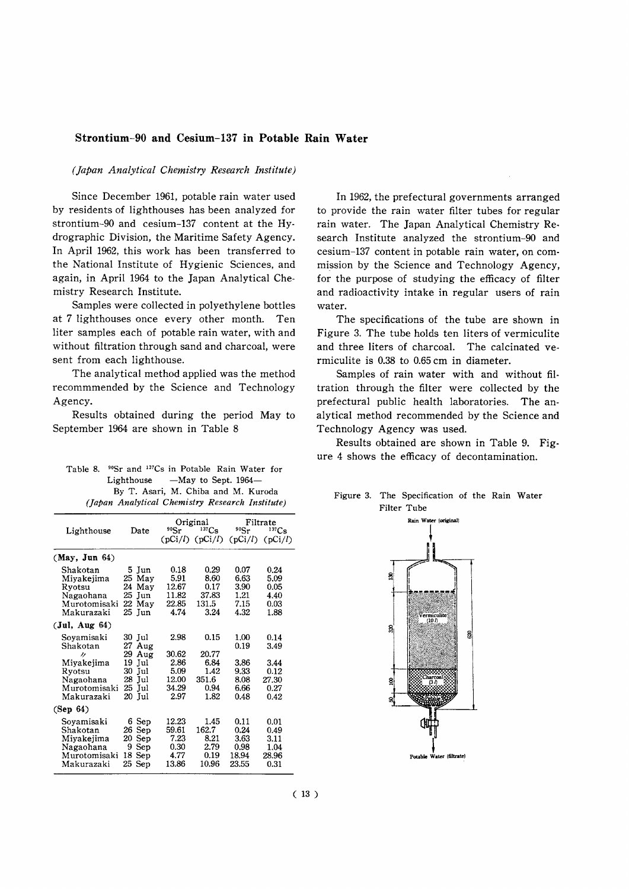## Strontium-90 and Cesium-137 in Potable Rain Water

*(Japan Analytical Chemistry Research Institute)*

Since December 1961, potable rain water used by residents of lighthouses has been analyzed for strontium-90 and cesium-137 content at the Hydrographic Division, the Maritime Safety Agency. In April 1962, this work has been transferred to the National Institute of Hygienic Sciences, and again, in April 1964 to the Japan Analytical Chemistry Research Institute.

Samples were collected in polyethylene bottles at 7 lighthouses once every other month. Ten liter samples each of potable rain water, with and without filtration through sand and charcoal, were sent from each lighthouse.

The analytical method applied was the method recommmended by the Science and Technology Agency.

Results obtained during the period May to September 1964 are shown in Table 8

Table 8. $^{90}Sr$ and $^{137}Cs$ in Potable Rain Water for Lighthouse —May to Sept. 1964—
By T. Asari, M. Chiba and M. Kuroda
*(Japan Analytical Chemistry Research Institute)*

| Lighthouse | Date | Original | | Filtrate | |
|---|---|---|---|---|---|
| | | $^{90}Sr$ (pCi/*l*) | $^{137}Cs$ (pCi/*l*) | $^{90}Sr$ (pCi/*l*) | $^{137}Cs$ (pCi/*l*) |
| **(May, Jun 64)** | | | | | |
| Shakotan | 5 Jun | 0.18 | 0.29 | 0.07 | 0.24 |
| Miyakejima | 25 May | 5.91 | 8.60 | 6.63 | 5.09 |
| Ryotsu | 24 May | 12.67 | 0.17 | 3.90 | 0.05 |
| Nagaohana | 25 Jun | 11.82 | 37.83 | 1.21 | 4.40 |
| Murotomisaki | 22 May | 22.85 | 131.5 | 7.15 | 0.03 |
| Makurazaki | 25 Jun | 4.74 | 3.24 | 4.32 | 1.88 |
| **(Jul, Aug 64)** | | | | | |
| Soyamisaki | 30 Jul | 2.98 | 0.15 | 1.00 | 0.14 |
| Shakotan | 27 Aug | | | 0.19 | 3.49 |
| 〃 | 29 Aug | 30.62 | 20.77 | | |
| Miyakejima | 19 Jul | 2.86 | 6.84 | 3.86 | 3.44 |
| Ryotsu | 30 Jul | 5.09 | 1.42 | 9.33 | 0.12 |
| Nagaohana | 28 Jul | 12.00 | 351.6 | 8.08 | 27.30 |
| Murotomisaki | 25 Jul | 34.29 | 0.94 | 6.66 | 0.27 |
| Makurazaki | 20 Jul | 2.97 | 1.82 | 0.48 | 0.42 |
| **(Sep 64)** | | | | | |
| Soyamisaki | 6 Sep | 12.23 | 1.45 | 0.11 | 0.01 |
| Shakotan | 26 Sep | 59.61 | 162.7 | 0.24 | 0.49 |
| Miyakejima | 20 Sep | 7.23 | 8.21 | 3.63 | 3.11 |
| Nagaohana | 9 Sep | 0.30 | 2.79 | 0.98 | 1.04 |
| Murotomisaki | 18 Sep | 4.77 | 0.19 | 18.94 | 28.96 |
| Makurazaki | 25 Sep | 13.86 | 10.96 | 23.55 | 0.31 |

In 1962, the prefectural governments arranged to provide the rain water filter tubes for regular rain water. The Japan Analytical Chemistry Research Institute analyzed the strontium-90 and cesium-137 content in potable rain water, on commission by the Science and Technology Agency, for the purpose of studying the efficacy of filter and radioactivity intake in regular users of rain water.

The specifications of the tube are shown in Figure 3. The tube holds ten liters of vermiculite and three liters of charcoal. The calcinated vermiculite is 0.38 to 0.65 cm in diameter.

Samples of rain water with and without filtration through the filter were collected by the prefectural public health laboratories. The analytical method recommended by the Science and Technology Agency was used.

Results obtained are shown in Table 9. Figure 4 shows the efficacy of decontamination.

Figure 3. The Specification of the Rain Water Filter Tube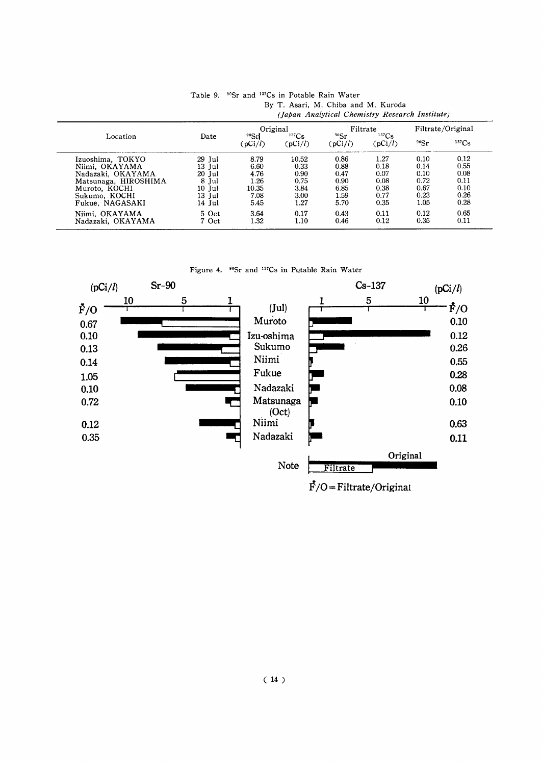Table 9. $^{90}Sr$ and $^{137}Cs$ in Potable Rain Water

By T. Asari, M. Chiba and M. Kuroda

*(Japan Analytical Chemistry Research Institute)*

| Location | Date | Original | | Filtrate | | Filtrate/Original | |
|---|---|---|---|---|---|---|---|
| | | $^{90}Sr$ (pCi/l) | $^{137}Cs$ (pCi/l) | $^{90}Sr$ (pCi/l) | $^{137}Cs$ (pCi/l) | $^{90}Sr$ | $^{137}Cs$ |
| Izuoshima, TOKYO | 29 Jul | 8.79 | 10.52 | 0.86 | 1.27 | 0.10 | 0.12 |
| Niimi, OKAYAMA | 13 Jul | 6.60 | 0.33 | 0.88 | 0.18 | 0.14 | 0.55 |
| Nadazaki, OKAYAMA | 20 Jul | 4.76 | 0.90 | 0.47 | 0.07 | 0.10 | 0.08 |
| Matsunaga, HIROSHIMA | 8 Jul | 1.26 | 0.75 | 0.90 | 0.08 | 0.72 | 0.11 |
| Muroto, KOCHI | 10 Jul | 10.35 | 3.84 | 6.85 | 0.38 | 0.67 | 0.10 |
| Sukumo, KOCHI | 13 Jul | 7.08 | 3.00 | 1.59 | 0.77 | 0.23 | 0.26 |
| Fukue, NAGASAKI | 14 Jul | 5.45 | 1.27 | 5.70 | 0.35 | 1.05 | 0.28 |
| Niimi, OKAYAMA | 5 Oct | 3.64 | 0.17 | 0.43 | 0.11 | 0.12 | 0.65 |
| Nadazaki, OKAYAMA | 7 Oct | 1.32 | 1.10 | 0.46 | 0.12 | 0.35 | 0.11 |

Figure 4. $^{90}Sr$ and $^{137}Cs$ in Potable Rain Water

| Sr-90 F/O | Location | Cs-137 F/O |
|---|---|---|
| | (Jul) | |
| 0.67 | Muroto | 0.10 |
| 0.10 | Izu-oshima | 0.12 |
| 0.13 | Sukumo | 0.26 |
| 0.14 | Niimi | 0.55 |
| 1.05 | Fukue | 0.28 |
| 0.10 | Nadazaki | 0.08 |
| 0.72 | Matsunaga | 0.10 |
| | (Oct) | |
| 0.12 | Niimi | 0.63 |
| 0.35 | Nadazaki | 0.11 |

Note: Original (black bar), Filtrate (white bar)

F*/O = Filtrate/Original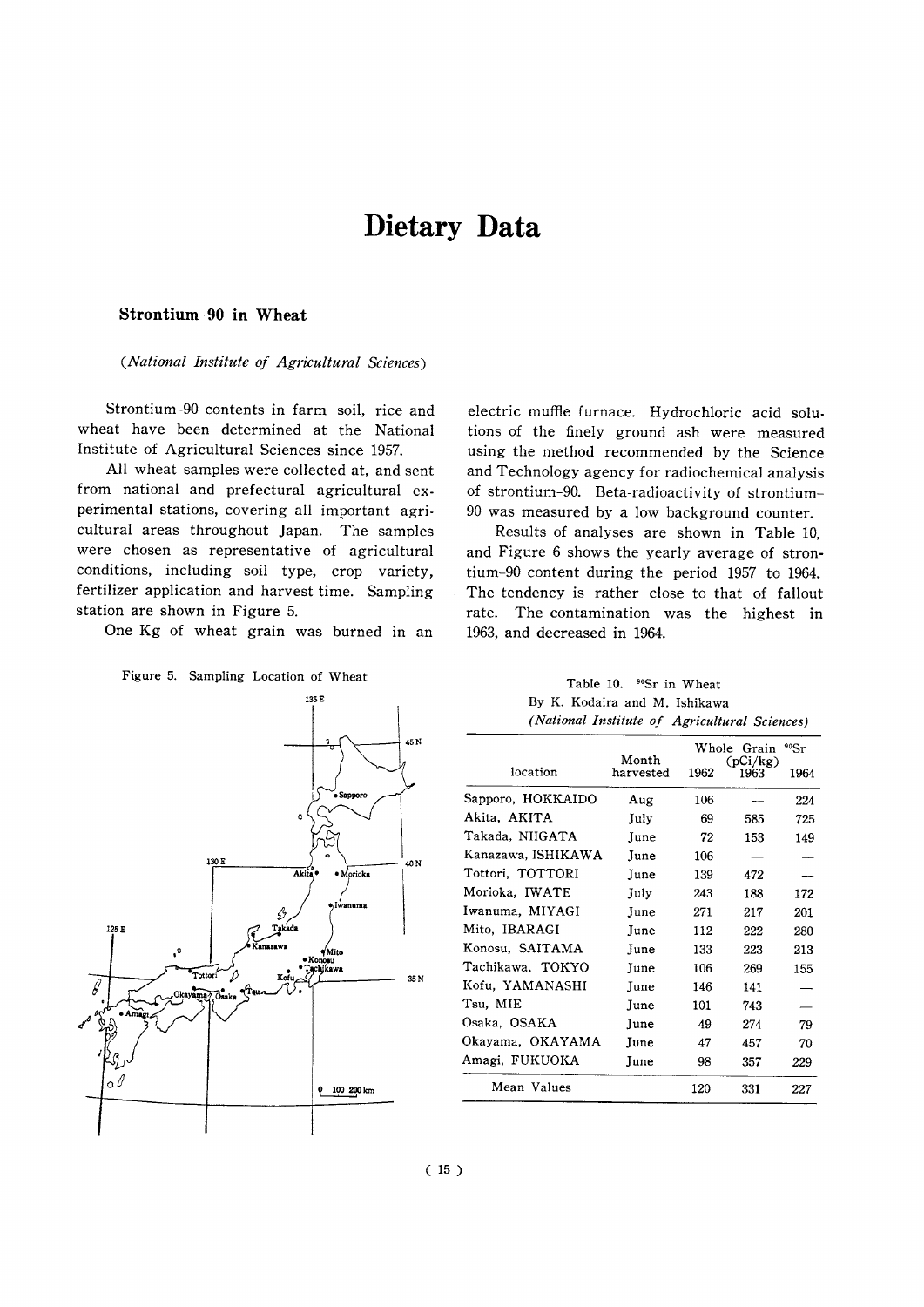# Dietary Data

### Strontium-90 in Wheat

*(National Institute of Agricultural Sciences)*

Strontium-90 contents in farm soil, rice and wheat have been determined at the National Institute of Agricultural Sciences since 1957.

All wheat samples were collected at, and sent from national and prefectural agricultural experimental stations, covering all important agricultural areas throughout Japan. The samples were chosen as representative of agricultural conditions, including soil type, crop variety, fertilizer application and harvest time. Sampling station are shown in Figure 5.

One Kg of wheat grain was burned in an electric muffle furnace. Hydrochloric acid solutions of the finely ground ash were measured using the method recommended by the Science and Technology agency for radiochemical analysis of strontium-90. Beta-radioactivity of strontium-90 was measured by a low background counter.

Results of analyses are shown in Table 10, and Figure 6 shows the yearly average of strontium-90 content during the period 1957 to 1964. The tendency is rather close to that of fallout rate. The contamination was the highest in 1963, and decreased in 1964.

Figure 5. Sampling Location of Wheat

Table 10. $^{90}Sr$ in Wheat
By K. Kodaira and M. Ishikawa
*(National Institute of Agricultural Sciences)*

| location | Month harvested | Whole Grain $^{90}Sr$ (pCi/kg) 1962 | 1963 | 1964 |
|---|---|---|---|---|
| Sapporo, HOKKAIDO | Aug | 106 | — | 224 |
| Akita, AKITA | July | 69 | 585 | 725 |
| Takada, NIIGATA | June | 72 | 153 | 149 |
| Kanazawa, ISHIKAWA | June | 106 | — | — |
| Tottori, TOTTORI | June | 139 | 472 | — |
| Morioka, IWATE | July | 243 | 188 | 172 |
| Iwanuma, MIYAGI | June | 271 | 217 | 201 |
| Mito, IBARAGI | June | 112 | 222 | 280 |
| Konosu, SAITAMA | June | 133 | 223 | 213 |
| Tachikawa, TOKYO | June | 106 | 269 | 155 |
| Kofu, YAMANASHI | June | 146 | 141 | — |
| Tsu, MIE | June | 101 | 743 | — |
| Osaka, OSAKA | June | 49 | 274 | 79 |
| Okayama, OKAYAMA | June | 47 | 457 | 70 |
| Amagi, FUKUOKA | June | 98 | 357 | 229 |
| Mean Values | | 120 | 331 | 227 |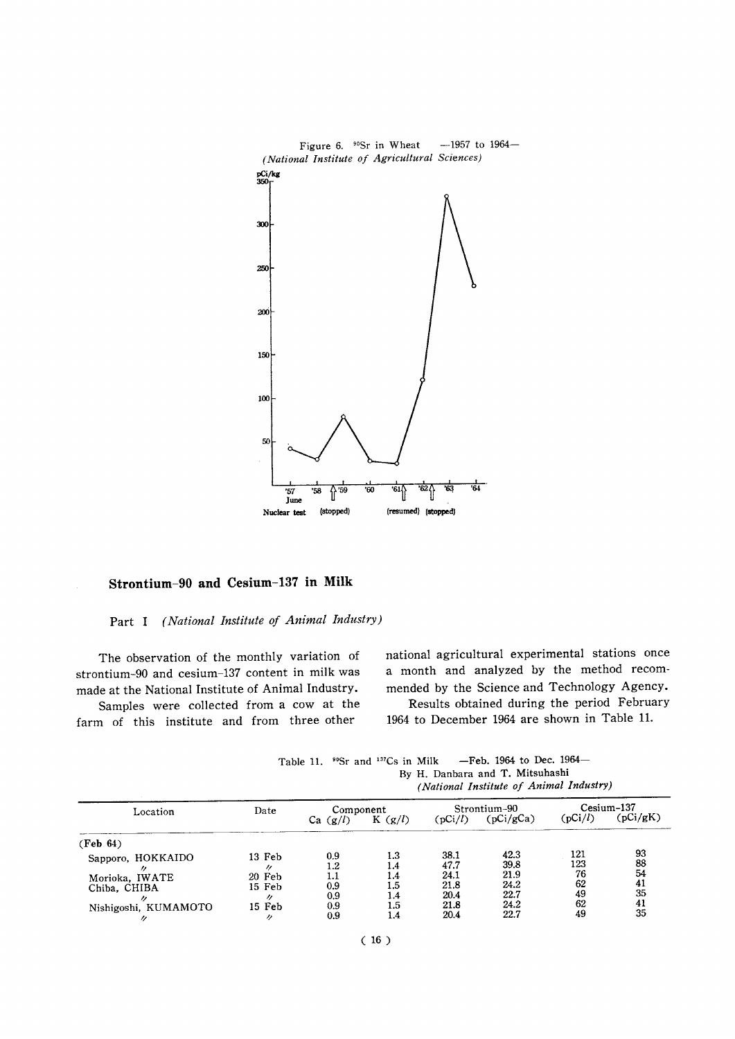Figure 6. $^{90}$Sr in Wheat —1957 to 1964—
*(National Institute of Agricultural Sciences)*

## Strontium-90 and Cesium-137 in Milk

Part I *(National Institute of Animal Industry)*

The observation of the monthly variation of strontium-90 and cesium-137 content in milk was made at the National Institute of Animal Industry.

Samples were collected from a cow at the farm of this institute and from three other national agricultural experimental stations once a month and analyzed by the method recommended by the Science and Technology Agency.

Results obtained during the period February 1964 to December 1964 are shown in Table 11.

Table 11. $^{90}$Sr and $^{137}$Cs in Milk —Feb. 1964 to Dec. 1964—
By H. Danbara and T. Mitsuhashi
*(National Institute of Animal Industry)*

| Location | Date | Component | | Strontium-90 | | Cesium-137 | |
|---|---|---|---|---|---|---|---|
| | | Ca (g/l) | K (g/l) | (pCi/l) | (pCi/gCa) | (pCi/l) | (pCi/gK) |
| **(Feb 64)** | | | | | | | |
| Sapporo, HOKKAIDO | 13 Feb | 0.9 | 1.3 | 38.1 | 42.3 | 121 | 93 |
| 〃 | 〃 | 1.2 | 1.4 | 47.7 | 39.8 | 123 | 88 |
| Morioka, IWATE | 20 Feb | 1.1 | 1.4 | 24.1 | 21.9 | 76 | 54 |
| Chiba, CHIBA | 15 Feb | 0.9 | 1.5 | 21.8 | 24.2 | 62 | 41 |
| 〃 | 〃 | 0.9 | 1.4 | 20.4 | 22.7 | 49 | 35 |
| Nishigoshi, KUMAMOTO | 15 Feb | 0.9 | 1.5 | 21.8 | 24.2 | 62 | 41 |
| 〃 | 〃 | 0.9 | 1.4 | 20.4 | 22.7 | 49 | 35 |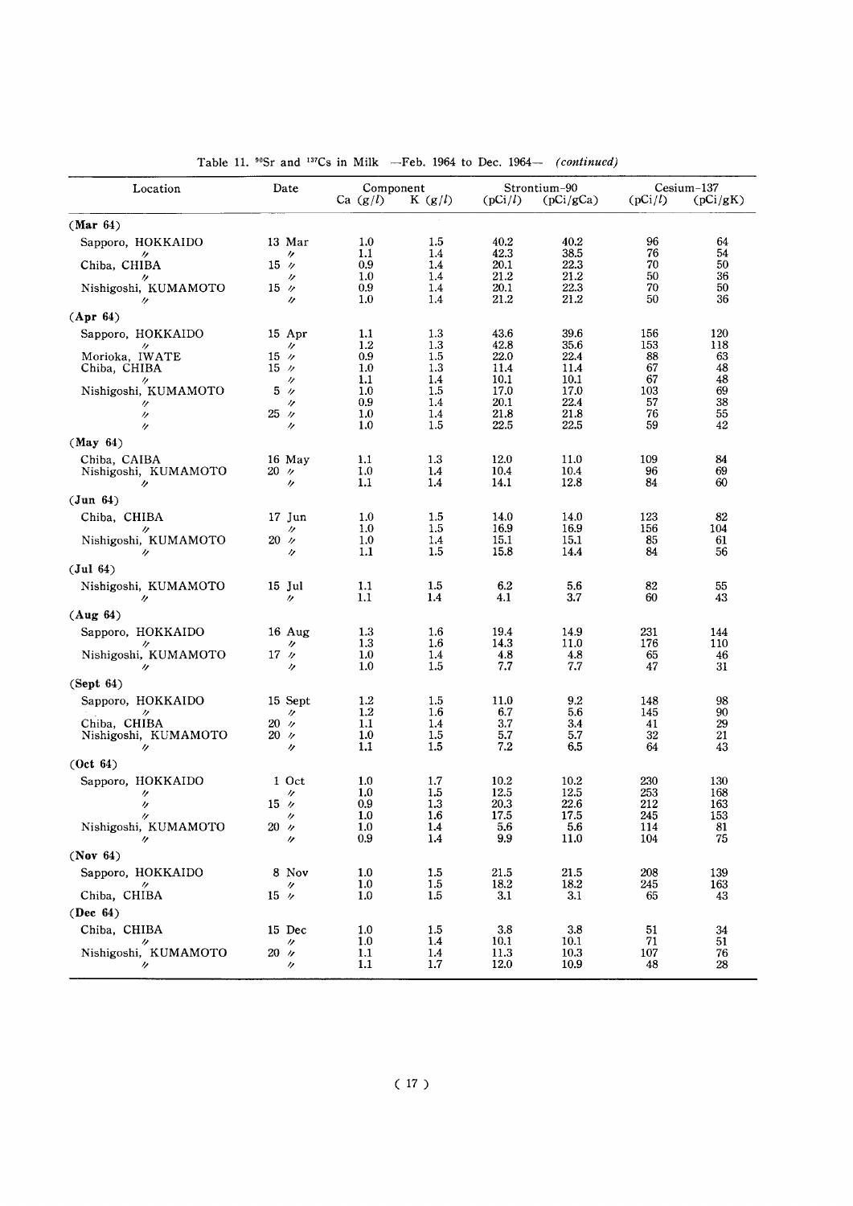Table 11. $^{90}Sr$ and $^{137}Cs$ in Milk —Feb. 1964 to Dec. 1964— *(continued)*

| Location | Date | Component | | Strontium-90 | | Cesium-137 | |
|---|---|---|---|---|---|---|---|
| | | Ca (g/l) | K (g/l) | (pCi/l) | (pCi/gCa) | (pCi/l) | (pCi/gK) |
| **(Mar 64)** | | | | | | | |
| Sapporo, HOKKAIDO | 13 Mar | 1.0 | 1.5 | 40.2 | 40.2 | 96 | 64 |
| 〃 | 〃 | 1.1 | 1.4 | 42.3 | 38.5 | 76 | 54 |
| Chiba, CHIBA | 15 〃 | 0.9 | 1.4 | 20.1 | 22.3 | 70 | 50 |
| 〃 | 〃 | 1.0 | 1.4 | 21.2 | 21.2 | 50 | 36 |
| Nishigoshi, KUMAMOTO | 15 〃 | 0.9 | 1.4 | 20.1 | 22.3 | 70 | 50 |
| 〃 | 〃 | 1.0 | 1.4 | 21.2 | 21.2 | 50 | 36 |
| **(Apr 64)** | | | | | | | |
| Sapporo, HOKKAIDO | 15 Apr | 1.1 | 1.3 | 43.6 | 39.6 | 156 | 120 |
| 〃 | 〃 | 1.2 | 1.3 | 42.8 | 35.6 | 153 | 118 |
| Morioka, IWATE | 15 〃 | 0.9 | 1.5 | 22.0 | 22.4 | 88 | 63 |
| Chiba, CHIBA | 15 〃 | 1.0 | 1.3 | 11.4 | 11.4 | 67 | 48 |
| 〃 | 〃 | 1.1 | 1.4 | 10.1 | 10.1 | 67 | 48 |
| Nishigoshi, KUMAMOTO | 5 〃 | 1.0 | 1.5 | 17.0 | 17.0 | 103 | 69 |
| 〃 | 〃 | 0.9 | 1.4 | 20.1 | 22.4 | 57 | 38 |
| 〃 | 25 〃 | 1.0 | 1.4 | 21.8 | 21.8 | 76 | 55 |
| 〃 | 〃 | 1.0 | 1.5 | 22.5 | 22.5 | 59 | 42 |
| **(May 64)** | | | | | | | |
| Chiba, CAIBA | 16 May | 1.1 | 1.3 | 12.0 | 11.0 | 109 | 84 |
| Nishigoshi, KUMAMOTO | 20 〃 | 1.0 | 1.4 | 10.4 | 10.4 | 96 | 69 |
| 〃 | 〃 | 1.1 | 1.4 | 14.1 | 12.8 | 84 | 60 |
| **(Jun 64)** | | | | | | | |
| Chiba, CHIBA | 17 Jun | 1.0 | 1.5 | 14.0 | 14.0 | 123 | 82 |
| 〃 | 〃 | 1.0 | 1.5 | 16.9 | 16.9 | 156 | 104 |
| Nishigoshi, KUMAMOTO | 20 〃 | 1.0 | 1.4 | 15.1 | 15.1 | 85 | 61 |
| 〃 | 〃 | 1.1 | 1.5 | 15.8 | 14.4 | 84 | 56 |
| **(Jul 64)** | | | | | | | |
| Nishigoshi, KUMAMOTO | 15 Jul | 1.1 | 1.5 | 6.2 | 5.6 | 82 | 55 |
| 〃 | 〃 | 1.1 | 1.4 | 4.1 | 3.7 | 60 | 43 |
| **(Aug 64)** | | | | | | | |
| Sapporo, HOKKAIDO | 16 Aug | 1.3 | 1.6 | 19.4 | 14.9 | 231 | 144 |
| 〃 | 〃 | 1.3 | 1.6 | 14.3 | 11.0 | 176 | 110 |
| Nishigoshi, KUMAMOTO | 17 〃 | 1.0 | 1.4 | 4.8 | 4.8 | 65 | 46 |
| 〃 | 〃 | 1.0 | 1.5 | 7.7 | 7.7 | 47 | 31 |
| **(Sept 64)** | | | | | | | |
| Sapporo, HOKKAIDO | 15 Sept | 1.2 | 1.5 | 11.0 | 9.2 | 148 | 98 |
| 〃 | 〃 | 1.2 | 1.6 | 6.7 | 5.6 | 145 | 90 |
| Chiba, CHIBA | 20 〃 | 1.1 | 1.4 | 3.7 | 3.4 | 41 | 29 |
| Nishigoshi, KUMAMOTO | 20 〃 | 1.0 | 1.5 | 5.7 | 5.7 | 32 | 21 |
| 〃 | 〃 | 1.1 | 1.5 | 7.2 | 6.5 | 64 | 43 |
| **(Oct 64)** | | | | | | | |
| Sapporo, HOKKAIDO | 1 Oct | 1.0 | 1.7 | 10.2 | 10.2 | 230 | 130 |
| 〃 | 〃 | 1.0 | 1.5 | 12.5 | 12.5 | 253 | 168 |
| 〃 | 15 〃 | 0.9 | 1.3 | 20.3 | 22.6 | 212 | 163 |
| 〃 | 〃 | 1.0 | 1.6 | 17.5 | 17.5 | 245 | 153 |
| Nishigoshi, KUMAMOTO | 20 〃 | 1.0 | 1.4 | 5.6 | 5.6 | 114 | 81 |
| 〃 | 〃 | 0.9 | 1.4 | 9.9 | 11.0 | 104 | 75 |
| **(Nov 64)** | | | | | | | |
| Sapporo, HOKKAIDO | 8 Nov | 1.0 | 1.5 | 21.5 | 21.5 | 208 | 139 |
| 〃 | 〃 | 1.0 | 1.5 | 18.2 | 18.2 | 245 | 163 |
| Chiba, CHIBA | 15 〃 | 1.0 | 1.5 | 3.1 | 3.1 | 65 | 43 |
| **(Dec 64)** | | | | | | | |
| Chiba, CHIBA | 15 Dec | 1.0 | 1.5 | 3.8 | 3.8 | 51 | 34 |
| 〃 | 〃 | 1.0 | 1.4 | 10.1 | 10.1 | 71 | 51 |
| Nishigoshi, KUMAMOTO | 20 〃 | 1.1 | 1.4 | 11.3 | 10.3 | 107 | 76 |
| 〃 | 〃 | 1.1 | 1.7 | 12.0 | 10.9 | 48 | 28 |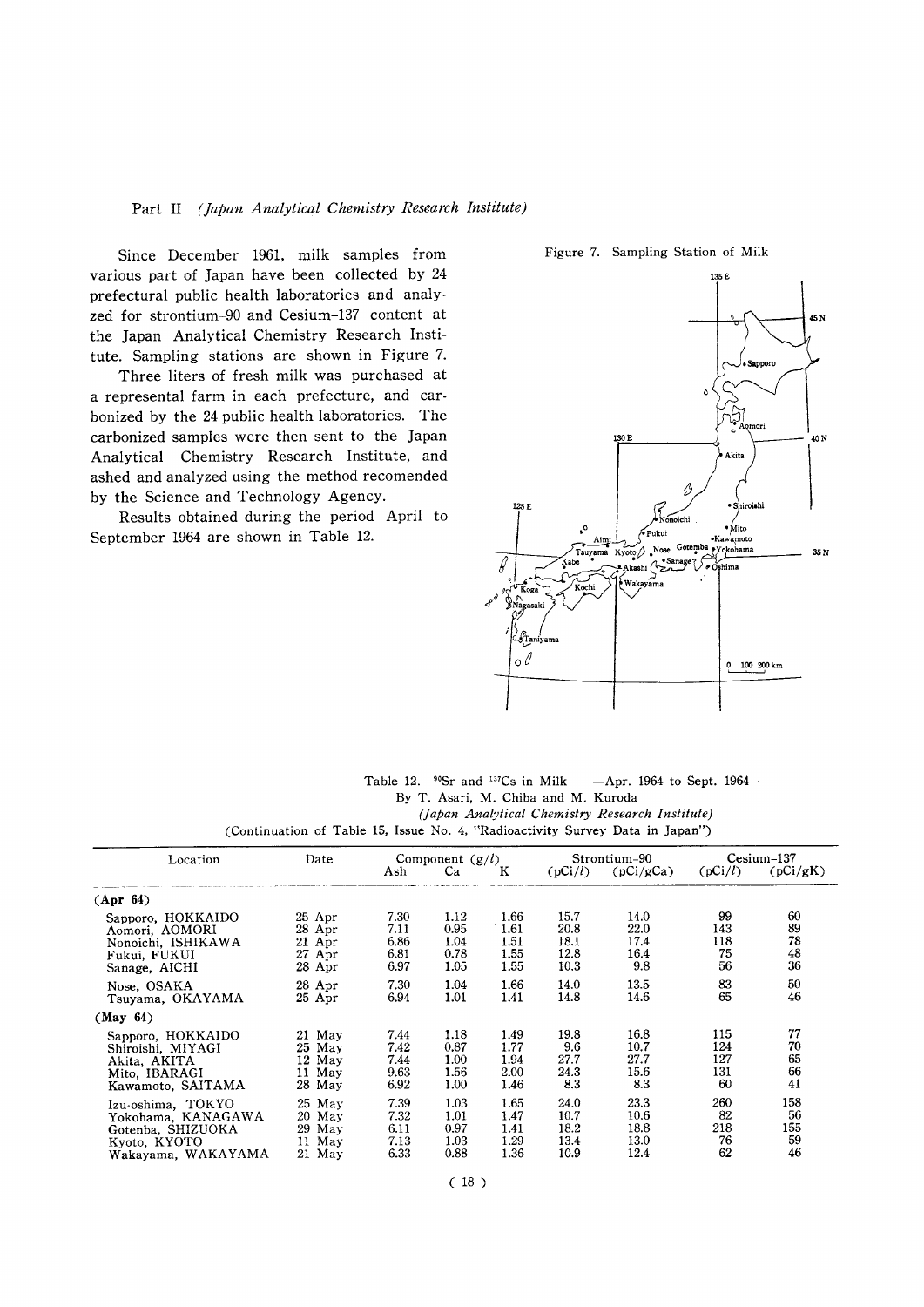## Part II *(Japan Analytical Chemistry Research Institute)*

Since December 1961, milk samples from various part of Japan have been collected by 24 prefectural public health laboratories and analyzed for strontium-90 and Cesium-137 content at the Japan Analytical Chemistry Research Institute. Sampling stations are shown in Figure 7.

Three liters of fresh milk was purchased at a represental farm in each prefecture, and carbonized by the 24 public health laboratories. The carbonized samples were then sent to the Japan Analytical Chemistry Research Institute, and ashed and analyzed using the method recomended by the Science and Technology Agency.

Results obtained during the period April to September 1964 are shown in Table 12.

Figure 7. Sampling Station of Milk

Table 12. $^{90}Sr$ and $^{137}Cs$ in Milk —Apr. 1964 to Sept. 1964—
By T. Asari, M. Chiba and M. Kuroda
*(Japan Analytical Chemistry Research Institute)*
(Continuation of Table 15, Issue No. 4, "Radioactivity Survey Data in Japan")

| Location | Date | Component (g/l) | | | Strontium-90 | | Cesium-137 | |
|---|---|---|---|---|---|---|---|---|
| | | Ash | Ca | K | (pCi/l) | (pCi/gCa) | (pCi/l) | (pCi/gK) |
| **(Apr 64)** | | | | | | | | |
| Sapporo, HOKKAIDO | 25 Apr | 7.30 | 1.12 | 1.66 | 15.7 | 14.0 | 99 | 60 |
| Aomori, AOMORI | 28 Apr | 7.11 | 0.95 | 1.61 | 20.8 | 22.0 | 143 | 89 |
| Nonoichi, ISHIKAWA | 21 Apr | 6.86 | 1.04 | 1.51 | 18.1 | 17.4 | 118 | 78 |
| Fukui, FUKUI | 27 Apr | 6.81 | 0.78 | 1.55 | 12.8 | 16.4 | 75 | 48 |
| Sanage, AICHI | 28 Apr | 6.97 | 1.05 | 1.55 | 10.3 | 9.8 | 56 | 36 |
| Nose, OSAKA | 28 Apr | 7.30 | 1.04 | 1.66 | 14.0 | 13.5 | 83 | 50 |
| Tsuyama, OKAYAMA | 25 Apr | 6.94 | 1.01 | 1.41 | 14.8 | 14.6 | 65 | 46 |
| **(May 64)** | | | | | | | | |
| Sapporo, HOKKAIDO | 21 May | 7.44 | 1.18 | 1.49 | 19.8 | 16.8 | 115 | 77 |
| Shiroishi, MIYAGI | 25 May | 7.42 | 0.87 | 1.77 | 9.6 | 10.7 | 124 | 70 |
| Akita, AKITA | 12 May | 7.44 | 1.00 | 1.94 | 27.7 | 27.7 | 127 | 65 |
| Mito, IBARAGI | 11 May | 9.63 | 1.56 | 2.00 | 24.3 | 15.6 | 131 | 66 |
| Kawamoto, SAITAMA | 28 May | 6.92 | 1.00 | 1.46 | 8.3 | 8.3 | 60 | 41 |
| Izu-oshima, TOKYO | 25 May | 7.39 | 1.03 | 1.65 | 24.0 | 23.3 | 260 | 158 |
| Yokohama, KANAGAWA | 20 May | 7.32 | 1.01 | 1.47 | 10.7 | 10.6 | 82 | 56 |
| Gotenba, SHIZUOKA | 29 May | 6.11 | 0.97 | 1.41 | 18.2 | 18.8 | 218 | 155 |
| Kyoto, KYOTO | 11 May | 7.13 | 1.03 | 1.29 | 13.4 | 13.0 | 76 | 59 |
| Wakayama, WAKAYAMA | 21 May | 6.33 | 0.88 | 1.36 | 10.9 | 12.4 | 62 | 46 |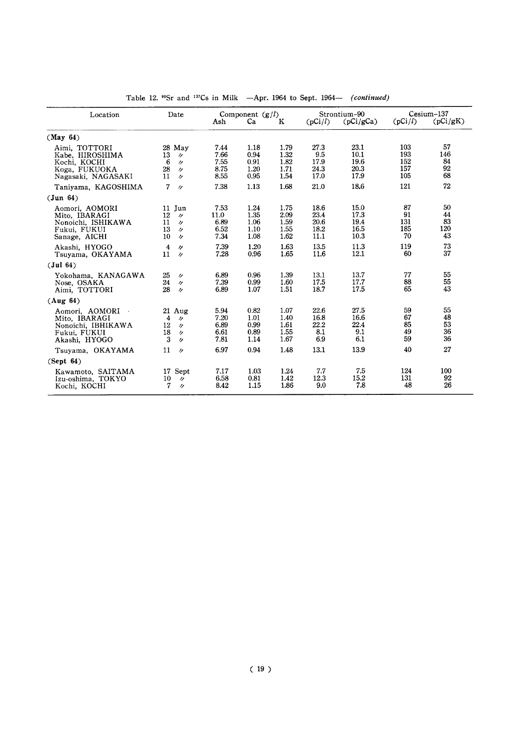Table 12. $^{90}Sr$ and $^{137}Cs$ in Milk —Apr. 1964 to Sept. 1964— *(continued)*

| Location | Date | Component (g/l) | | | Strontium-90 | | Cesium-137 | |
|---|---|---|---|---|---|---|---|---|
| | | Ash | Ca | K | (pCi/l) | (pCi/gCa) | (pCi/l) | (pCi/gK) |
| **(May 64)** | | | | | | | | |
| Aimi, TOTTORI | 28 May | 7.44 | 1.18 | 1.79 | 27.3 | 23.1 | 103 | 57 |
| Kabe, HIROSHIMA | 13 〃 | 7.66 | 0.94 | 1.32 | 9.5 | 10.1 | 193 | 146 |
| Kochi, KOCHI | 6 〃 | 7.55 | 0.91 | 1.82 | 17.9 | 19.6 | 152 | 84 |
| Koga, FUKUOKA | 28 〃 | 8.75 | 1.20 | 1.71 | 24.3 | 20.3 | 157 | 92 |
| Nagasaki, NAGASAKI | 11 〃 | 8.55 | 0.95 | 1.54 | 17.0 | 17.9 | 105 | 68 |
| Taniyama, KAGOSHIMA | 7 〃 | 7.38 | 1.13 | 1.68 | 21.0 | 18.6 | 121 | 72 |
| **(Jun 64)** | | | | | | | | |
| Aomori, AOMORI | 11 Jun | 7.53 | 1.24 | 1.75 | 18.6 | 15.0 | 87 | 50 |
| Mito, IBARAGI | 12 〃 | 11.0 | 1.35 | 2.09 | 23.4 | 17.3 | 91 | 44 |
| Nonoichi, ISHIKAWA | 11 〃 | 6.89 | 1.06 | 1.59 | 20.6 | 19.4 | 131 | 83 |
| Fukui, FUKUI | 13 〃 | 6.52 | 1.10 | 1.55 | 18.2 | 16.5 | 185 | 120 |
| Sanage, AICHI | 10 〃 | 7.34 | 1.08 | 1.62 | 11.1 | 10.3 | 70 | 43 |
| Akashi, HYOGO | 4 〃 | 7.39 | 1.20 | 1.63 | 13.5 | 11.3 | 119 | 73 |
| Tsuyama, OKAYAMA | 11 〃 | 7.28 | 0.96 | 1.65 | 11.6 | 12.1 | 60 | 37 |
| **(Jul 64)** | | | | | | | | |
| Yokohama, KANAGAWA | 25 〃 | 6.89 | 0.96 | 1.39 | 13.1 | 13.7 | 77 | 55 |
| Nose, OSAKA | 24 〃 | 7.39 | 0.99 | 1.60 | 17.5 | 17.7 | 88 | 55 |
| Aimi, TOTTORI | 28 〃 | 6.89 | 1.07 | 1.51 | 18.7 | 17.5 | 65 | 43 |
| **(Aug 64)** | | | | | | | | |
| Aomori, AOMORI | 21 Aug | 5.94 | 0.82 | 1.07 | 22.6 | 27.5 | 59 | 55 |
| Mito, IBARAGI | 4 〃 | 7.20 | 1.01 | 1.40 | 16.8 | 16.6 | 67 | 48 |
| Nonoichi, IBHIKAWA | 12 〃 | 6.89 | 0.99 | 1.61 | 22.2 | 22.4 | 85 | 53 |
| Fukui, FUKUI | 18 〃 | 6.61 | 0.89 | 1.55 | 8.1 | 9.1 | 49 | 36 |
| Akashi, HYOGO | 3 〃 | 7.81 | 1.14 | 1.67 | 6.9 | 6.1 | 59 | 36 |
| Tsuyama, OKAYAMA | 11 〃 | 6.97 | 0.94 | 1.48 | 13.1 | 13.9 | 40 | 27 |
| **(Sept 64)** | | | | | | | | |
| Kawamoto, SAITAMA | 17 Sept | 7.17 | 1.03 | 1.24 | 7.7 | 7.5 | 124 | 100 |
| Izu-oshima, TOKYO | 10 〃 | 6.58 | 0.81 | 1.42 | 12.3 | 15.2 | 131 | 92 |
| Kochi, KOCHI | 7 〃 | 8.42 | 1.15 | 1.86 | 9.0 | 7.8 | 48 | 26 |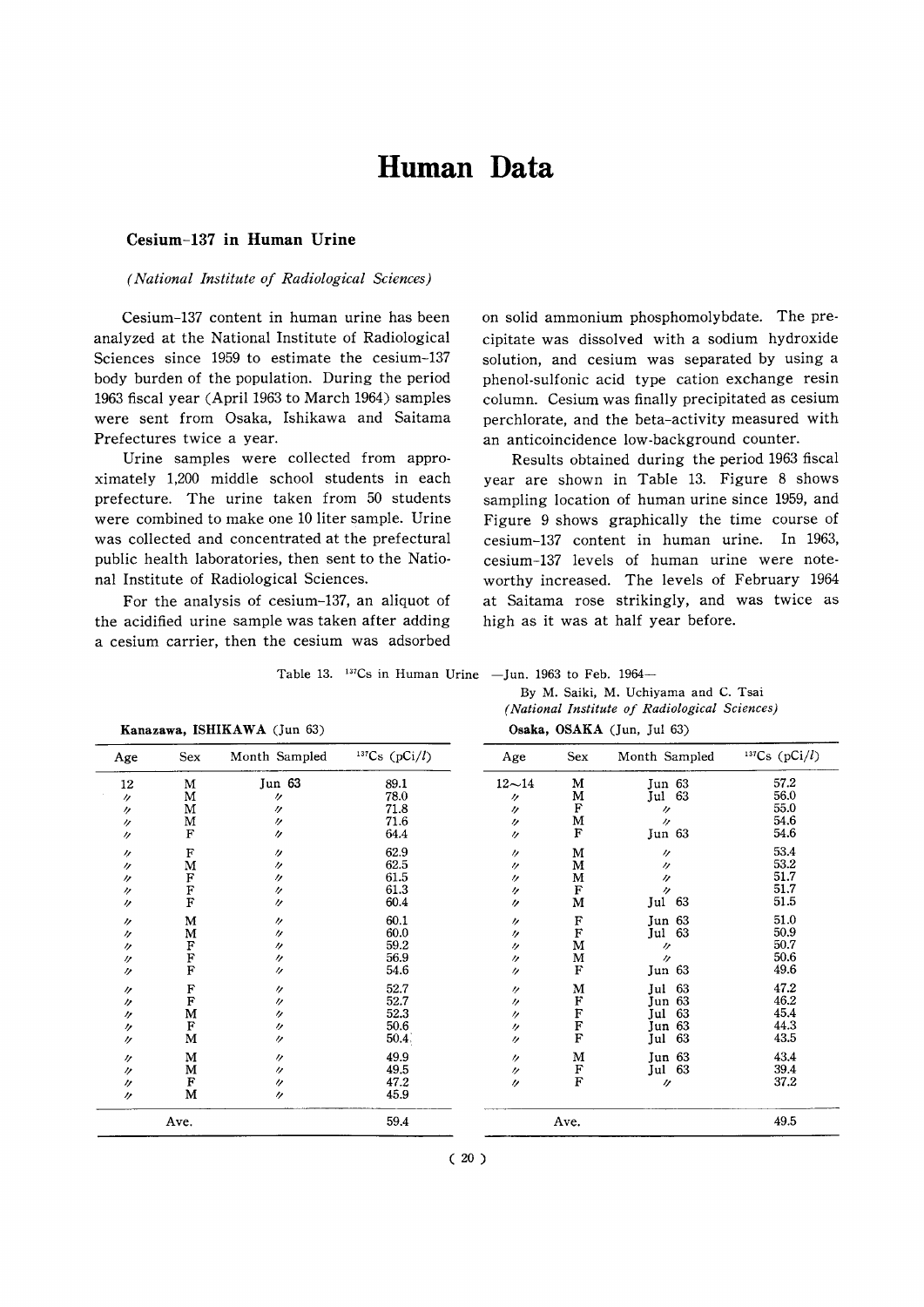# Human Data

### Cesium-137 in Human Urine

*(National Institute of Radiological Sciences)*

Cesium-137 content in human urine has been analyzed at the National Institute of Radiological Sciences since 1959 to estimate the cesium-137 body burden of the population. During the period 1963 fiscal year (April 1963 to March 1964) samples were sent from Osaka, Ishikawa and Saitama Prefectures twice a year.

Urine samples were collected from approximately 1,200 middle school students in each prefecture. The urine taken from 50 students were combined to make one 10 liter sample. Urine was collected and concentrated at the prefectural public health laboratories, then sent to the National Institute of Radiological Sciences.

For the analysis of cesium-137, an aliquot of the acidified urine sample was taken after adding a cesium carrier, then the cesium was adsorbed on solid ammonium phosphomolybdate. The precipitate was dissolved with a sodium hydroxide solution, and cesium was separated by using a phenol-sulfonic acid type cation exchange resin column. Cesium was finally precipitated as cesium perchlorate, and the beta-activity measured with an anticoincidence low-background counter.

Results obtained during the period 1963 fiscal year are shown in Table 13. Figure 8 shows sampling location of human urine since 1959, and Figure 9 shows graphically the time course of cesium-137 content in human urine. In 1963, cesium-137 levels of human urine were noteworthy increased. The levels of February 1964 at Saitama rose strikingly, and was twice as high as it was at half year before.

Table 13. $^{137}$Cs in Human Urine —Jun. 1963 to Feb. 1964—

By M. Saiki, M. Uchiyama and C. Tsai
*(National Institute of Radiological Sciences)*

**Kanazawa, ISHIKAWA** (Jun 63)

| Age | Sex | Month Sampled | $^{137}$Cs (pCi/$l$) |
|---|---|---|---|
| 12 | M | Jun 63 | 89.1 |
| 〃 | M | 〃 | 78.0 |
| 〃 | M | 〃 | 71.8 |
| 〃 | M | 〃 | 71.6 |
| 〃 | F | 〃 | 64.4 |
| 〃 | F | 〃 | 62.9 |
| 〃 | M | 〃 | 62.5 |
| 〃 | F | 〃 | 61.5 |
| 〃 | F | 〃 | 61.3 |
| 〃 | F | 〃 | 60.4 |
| 〃 | M | 〃 | 60.1 |
| 〃 | M | 〃 | 60.0 |
| 〃 | F | 〃 | 59.2 |
| 〃 | F | 〃 | 56.9 |
| 〃 | F | 〃 | 54.6 |
| 〃 | F | 〃 | 52.7 |
| 〃 | F | 〃 | 52.7 |
| 〃 | M | 〃 | 52.3 |
| 〃 | F | 〃 | 50.6 |
| 〃 | M | 〃 | 50.4 |
| 〃 | M | 〃 | 49.9 |
| 〃 | M | 〃 | 49.5 |
| 〃 | F | 〃 | 47.2 |
| 〃 | M | 〃 | 45.9 |
| Ave. | | | 59.4 |

**Osaka, OSAKA** (Jun, Jul 63)

| Age | Sex | Month Sampled | $^{137}$Cs (pCi/$l$) |
|---|---|---|---|
| 12～14 | M | Jun 63 | 57.2 |
| 〃 | M | Jul 63 | 56.0 |
| 〃 | F | 〃 | 55.0 |
| 〃 | M | 〃 | 54.6 |
| 〃 | F | Jun 63 | 54.6 |
| 〃 | M | 〃 | 53.4 |
| 〃 | M | 〃 | 53.2 |
| 〃 | M | 〃 | 51.7 |
| 〃 | F | 〃 | 51.7 |
| 〃 | M | Jul 63 | 51.5 |
| 〃 | F | Jun 63 | 51.0 |
| 〃 | F | Jul 63 | 50.9 |
| 〃 | M | 〃 | 50.7 |
| 〃 | M | 〃 | 50.6 |
| 〃 | F | Jun 63 | 49.6 |
| 〃 | M | Jul 63 | 47.2 |
| 〃 | F | Jun 63 | 46.2 |
| 〃 | F | Jul 63 | 45.4 |
| 〃 | F | Jun 63 | 44.3 |
| 〃 | F | Jul 63 | 43.5 |
| 〃 | M | Jun 63 | 43.4 |
| 〃 | F | Jul 63 | 39.4 |
| 〃 | F | 〃 | 37.2 |
| Ave. | | | 49.5 |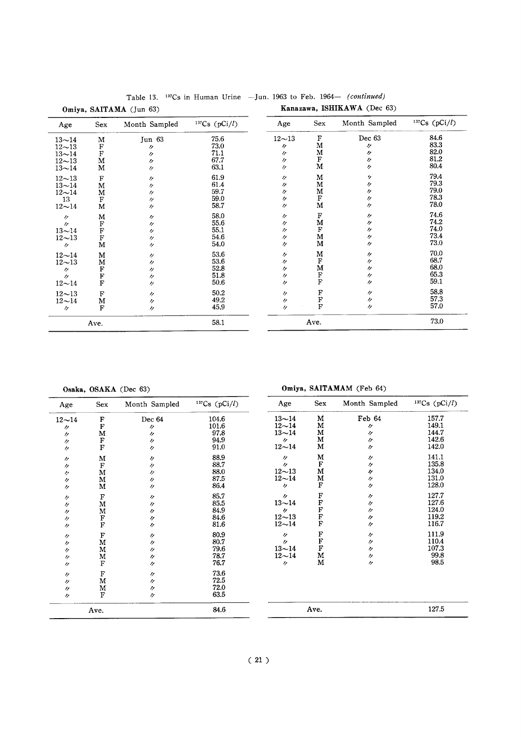Table 13. $^{137}Cs$ in Human Urine —Jun. 1963 to Feb. 1964— *(continued)*

**Omiya, SAITAMA** (Jun 63)

| Age | Sex | Month Sampled | $^{137}Cs$ (pCi/l) |
|---|---|---|---|
| 13~14 | M | Jun 63 | 75.6 |
| 12~13 | F | 〃 | 73.0 |
| 13~14 | F | 〃 | 71.1 |
| 12~13 | M | 〃 | 67.7 |
| 13~14 | M | 〃 | 63.1 |
| 12~13 | F | 〃 | 61.9 |
| 13~14 | M | 〃 | 61.4 |
| 12~14 | M | 〃 | 59.7 |
| 13 | F | 〃 | 59.0 |
| 12~14 | M | 〃 | 58.7 |
| 〃 | M | 〃 | 58.0 |
| 〃 | F | 〃 | 55.6 |
| 13~14 | F | 〃 | 55.1 |
| 12~13 | F | 〃 | 54.6 |
| 〃 | M | 〃 | 54.0 |
| 12~14 | M | 〃 | 53.6 |
| 12~13 | M | 〃 | 53.6 |
| 〃 | F | 〃 | 52.8 |
| 〃 | F | 〃 | 51.8 |
| 12~14 | F | 〃 | 50.6 |
| 12~13 | F | 〃 | 50.2 |
| 12~14 | M | 〃 | 49.2 |
| 〃 | F | 〃 | 45.9 |
| Ave. | | | 58.1 |

**Kanazawa, ISHIKAWA** (Dec 63)

| Age | Sex | Month Sampled | $^{137}Cs$ (pCi/l) |
|---|---|---|---|
| 12~13 | F | Dec 63 | 84.6 |
| 〃 | M | 〃 | 83.3 |
| 〃 | M | 〃 | 82.0 |
| 〃 | F | 〃 | 81.2 |
| 〃 | M | 〃 | 80.4 |
| 〃 | M | 〃 | 79.4 |
| 〃 | M | 〃 | 79.3 |
| 〃 | M | 〃 | 79.0 |
| 〃 | F | 〃 | 78.3 |
| 〃 | M | 〃 | 78.0 |
| 〃 | F | 〃 | 74.6 |
| 〃 | M | 〃 | 74.2 |
| 〃 | F | 〃 | 74.0 |
| 〃 | M | 〃 | 73.4 |
| 〃 | M | 〃 | 73.0 |
| 〃 | M | 〃 | 70.0 |
| 〃 | F | 〃 | 68.7 |
| 〃 | M | 〃 | 68.0 |
| 〃 | F | 〃 | 65.3 |
| 〃 | F | 〃 | 59.1 |
| 〃 | F | 〃 | 58.8 |
| 〃 | F | 〃 | 57.3 |
| 〃 | F | 〃 | 57.0 |
| Ave. | | | 73.0 |

**Osaka, OSAKA** (Dec 63)

| Age | Sex | Month Sampled | $^{137}Cs$ (pCi/l) |
|---|---|---|---|
| 12~14 | F | Dec 64 | 104.6 |
| 〃 | F | 〃 | 101.6 |
| 〃 | M | 〃 | 97.8 |
| 〃 | F | 〃 | 94.9 |
| 〃 | F | 〃 | 91.0 |
| 〃 | M | 〃 | 88.9 |
| 〃 | F | 〃 | 88.7 |
| 〃 | M | 〃 | 88.0 |
| 〃 | M | 〃 | 87.5 |
| 〃 | M | 〃 | 86.4 |
| 〃 | F | 〃 | 85.7 |
| 〃 | M | 〃 | 85.5 |
| 〃 | M | 〃 | 84.9 |
| 〃 | F | 〃 | 84.6 |
| 〃 | F | 〃 | 81.6 |
| 〃 | F | 〃 | 80.9 |
| 〃 | M | 〃 | 80.7 |
| 〃 | M | 〃 | 79.6 |
| 〃 | M | 〃 | 78.7 |
| 〃 | F | 〃 | 76.7 |
| 〃 | F | 〃 | 73.6 |
| 〃 | M | 〃 | 72.5 |
| 〃 | M | 〃 | 72.0 |
| 〃 | F | 〃 | 63.5 |
| Ave. | | | 84.6 |

**Omiya, SAITAMAM** (Feb 64)

| Age | Sex | Month Sampled | $^{137}Cs$ (pCi/l) |
|---|---|---|---|
| 13~14 | M | Feb 64 | 157.7 |
| 12~14 | M | 〃 | 149.1 |
| 13~14 | M | 〃 | 144.7 |
| 〃 | M | 〃 | 142.6 |
| 12~14 | M | 〃 | 142.0 |
| 〃 | M | 〃 | 141.1 |
| 〃 | F | 〃 | 135.8 |
| 12~13 | M | 〃 | 134.0 |
| 12~14 | M | 〃 | 131.0 |
| 〃 | F | 〃 | 128.0 |
| 〃 | F | 〃 | 127.7 |
| 13~14 | F | 〃 | 127.6 |
| 〃 | F | 〃 | 124.0 |
| 12~13 | F | 〃 | 119.2 |
| 12~14 | F | 〃 | 116.7 |
| 〃 | F | 〃 | 111.9 |
| 〃 | F | 〃 | 110.4 |
| 13~14 | F | 〃 | 107.3 |
| 12~14 | M | 〃 | 99.8 |
| 〃 | M | 〃 | 98.5 |
| Ave. | | | 127.5 |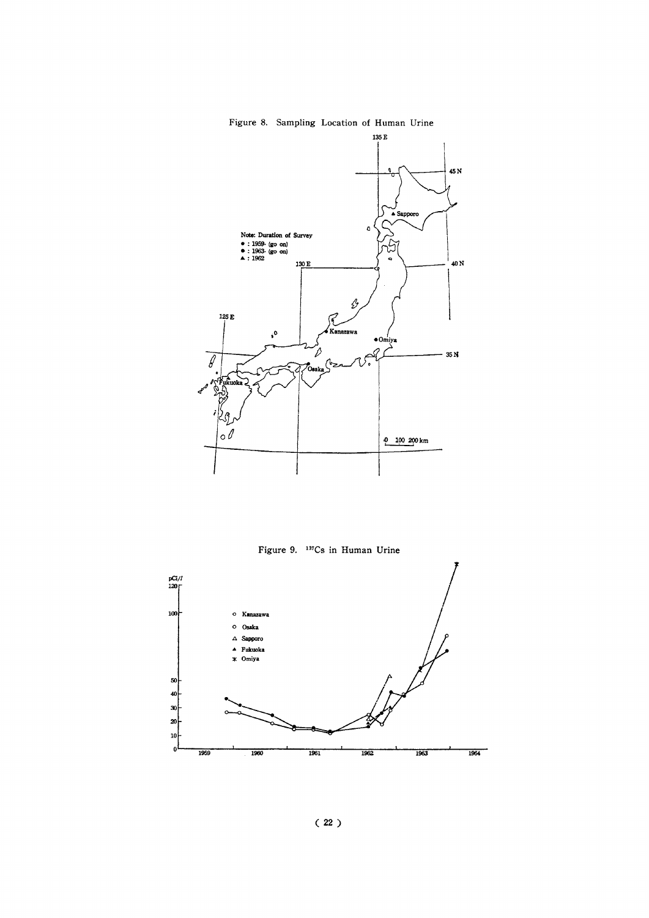Figure 8. Sampling Location of Human Urine

Note: Duration of Survey
- ● : 1959- (go on)
- ● : 1963- (go on)
- ▲ : 1962

Figure 9. $^{137}$Cs in Human Urine

- ○ Kanazawa
- ○ Osaka
- △ Sapporo
- ▲ Fukuoka
- ✱ Omiya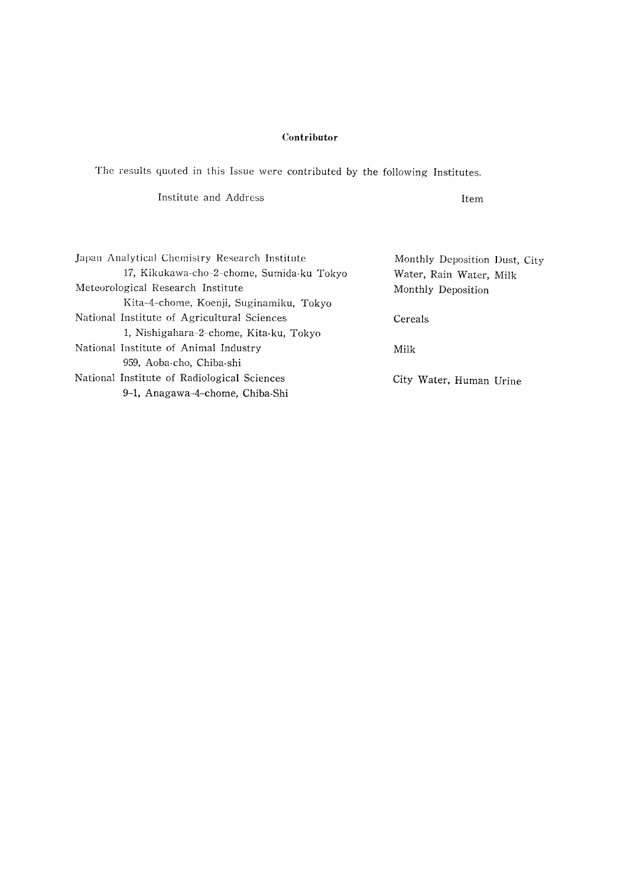**Contributor**

The results quoted in this Issue were contributed by the following Institutes.

| Institute and Address | Item |
| --- | --- |
| Japan Analytical Chemistry Research Institute<br>17, Kikukawa-cho-2-chome, Sumida-ku Tokyo | Monthly Deposition Dust, City Water, Rain Water, Milk |
| Meteorological Research Institute<br>Kita-4-chome, Koenji, Suginamiku, Tokyo | Monthly Deposition |
| National Institute of Agricultural Sciences<br>1, Nishigahara-2-chome, Kita-ku, Tokyo | Cereals |
| National Institute of Animal Industry<br>959, Aoba-cho, Chiba-shi | Milk |
| National Institute of Radiological Sciences<br>9-1, Anagawa-4-chome, Chiba-Shi | City Water, Human Urine |